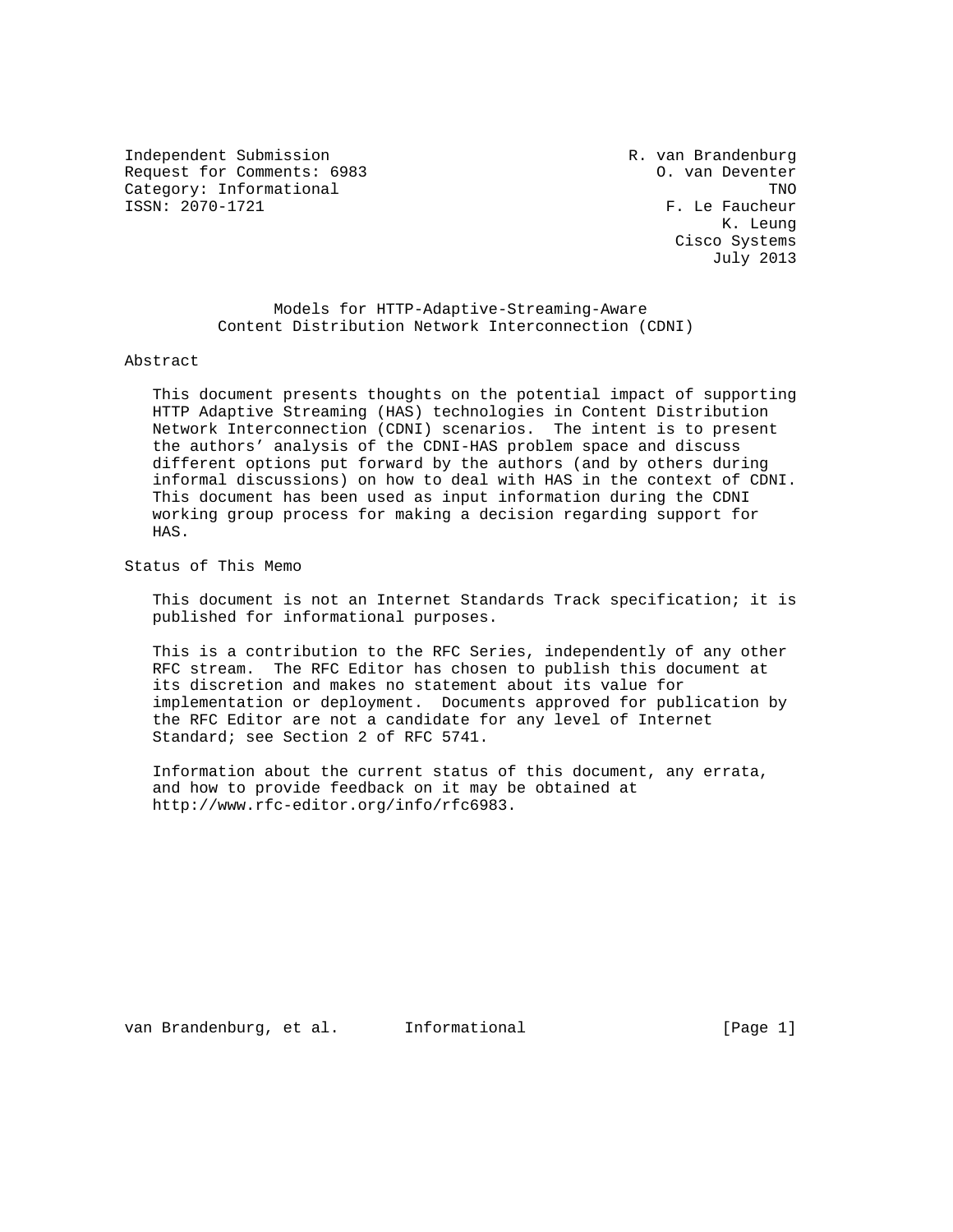Independent Submission R. van Brandenburg
Request for Comments: 6983 O. van Deventer
Category: Informational TNO
ISSN: 2070-1721 F. Le Faucheur
K. Leung
Cisco Systems
July 2013

# Models for HTTP-Adaptive-Streaming-Aware Content Distribution Network Interconnection (CDNI)

## Abstract

This document presents thoughts on the potential impact of supporting HTTP Adaptive Streaming (HAS) technologies in Content Distribution Network Interconnection (CDNI) scenarios. The intent is to present the authors' analysis of the CDNI-HAS problem space and discuss different options put forward by the authors (and by others during informal discussions) on how to deal with HAS in the context of CDNI. This document has been used as input information during the CDNI working group process for making a decision regarding support for HAS.

## Status of This Memo

This document is not an Internet Standards Track specification; it is published for informational purposes.

This is a contribution to the RFC Series, independently of any other RFC stream. The RFC Editor has chosen to publish this document at its discretion and makes no statement about its value for implementation or deployment. Documents approved for publication by the RFC Editor are not a candidate for any level of Internet Standard; see Section 2 of RFC 5741.

Information about the current status of this document, any errata, and how to provide feedback on it may be obtained at http://www.rfc-editor.org/info/rfc6983.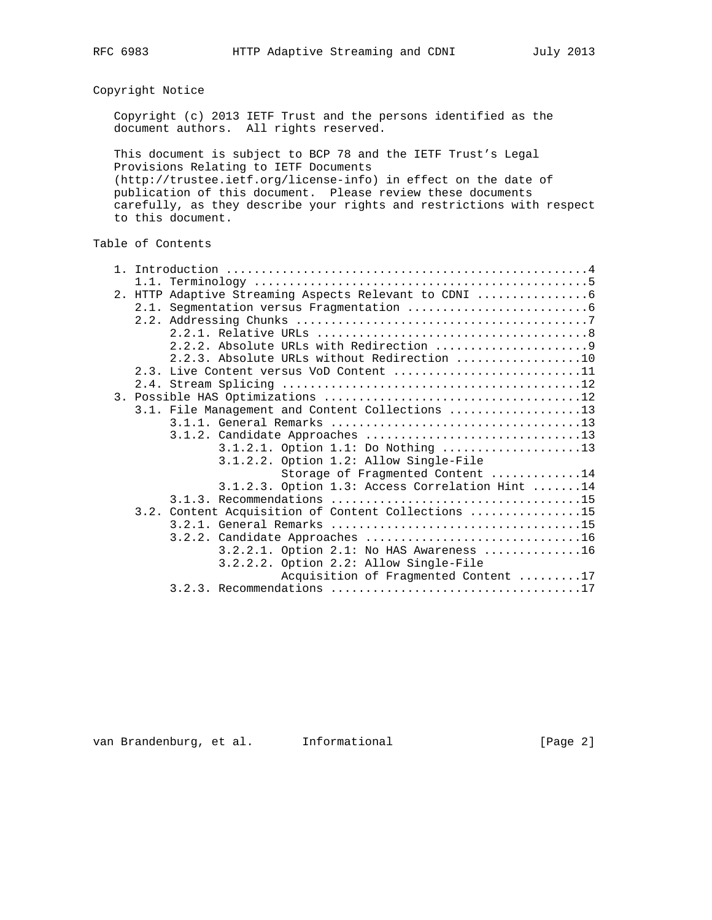## Copyright Notice

Copyright (c) 2013 IETF Trust and the persons identified as the document authors. All rights reserved.

This document is subject to BCP 78 and the IETF Trust's Legal Provisions Relating to IETF Documents (http://trustee.ietf.org/license-info) in effect on the date of publication of this document. Please review these documents carefully, as they describe your rights and restrictions with respect to this document.

## Table of Contents

```
   1. Introduction ....................................................4
      1.1. Terminology ................................................5
   2. HTTP Adaptive Streaming Aspects Relevant to CDNI ................6
      2.1. Segmentation versus Fragmentation ..........................6
      2.2. Addressing Chunks ..........................................7
           2.2.1. Relative URLs .......................................8
           2.2.2. Absolute URLs with Redirection ......................9
           2.2.3. Absolute URLs without Redirection ..................10
      2.3. Live Content versus VoD Content ...........................11
      2.4. Stream Splicing ...........................................12
   3. Possible HAS Optimizations .....................................12
      3.1. File Management and Content Collections ...................13
           3.1.1. General Remarks ....................................13
           3.1.2. Candidate Approaches ...............................13
                  3.1.2.1. Option 1.1: Do Nothing ....................13
                  3.1.2.2. Option 1.2: Allow Single-File
                           Storage of Fragmented Content .............14
                  3.1.2.3. Option 1.3: Access Correlation Hint .......14
           3.1.3. Recommendations ....................................15
      3.2. Content Acquisition of Content Collections ................15
           3.2.1. General Remarks ....................................15
           3.2.2. Candidate Approaches ...............................16
                  3.2.2.1. Option 2.1: No HAS Awareness ..............16
                  3.2.2.2. Option 2.2: Allow Single-File
                           Acquisition of Fragmented Content .........17
           3.2.3. Recommendations ....................................17
```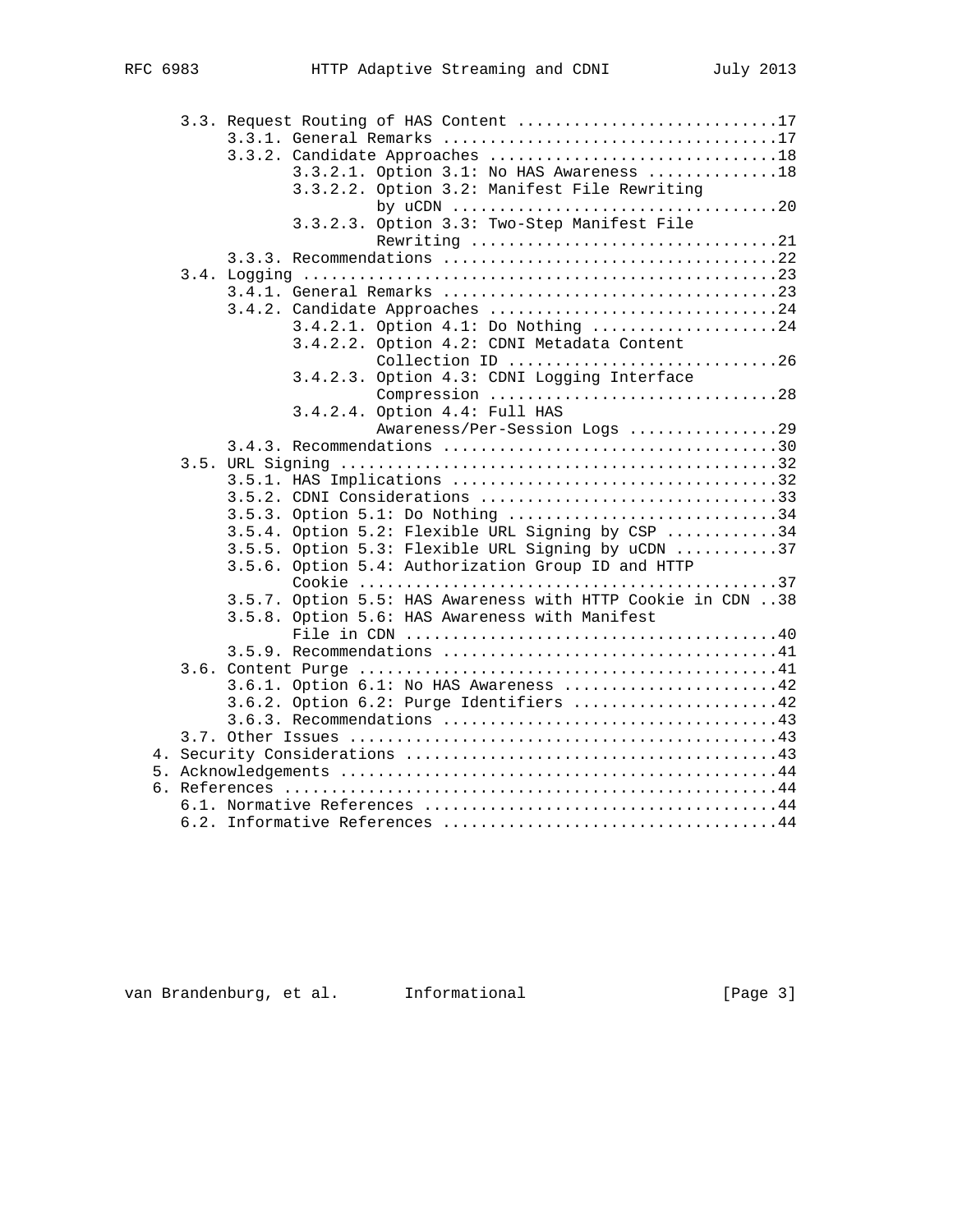```
      3.3. Request Routing of HAS Content ............................17
           3.3.1. General Remarks ....................................17
           3.3.2. Candidate Approaches ...............................18
                  3.3.2.1. Option 3.1: No HAS Awareness ..............18
                  3.3.2.2. Option 3.2: Manifest File Rewriting
                           by uCDN ...................................20
                  3.3.2.3. Option 3.3: Two-Step Manifest File
                           Rewriting .................................21
           3.3.3. Recommendations ....................................22
      3.4. Logging ...................................................23
           3.4.1. General Remarks ....................................23
           3.4.2. Candidate Approaches ...............................24
                  3.4.2.1. Option 4.1: Do Nothing ....................24
                  3.4.2.2. Option 4.2: CDNI Metadata Content
                           Collection ID .............................26
                  3.4.2.3. Option 4.3: CDNI Logging Interface
                           Compression ...............................28
                  3.4.2.4. Option 4.4: Full HAS
                           Awareness/Per-Session Logs ................29
           3.4.3. Recommendations ....................................30
      3.5. URL Signing ...............................................32
           3.5.1. HAS Implications ...................................32
           3.5.2. CDNI Considerations ................................33
           3.5.3. Option 5.1: Do Nothing .............................34
           3.5.4. Option 5.2: Flexible URL Signing by CSP ............34
           3.5.5. Option 5.3: Flexible URL Signing by uCDN ...........37
           3.5.6. Option 5.4: Authorization Group ID and HTTP
                  Cookie .............................................37
           3.5.7. Option 5.5: HAS Awareness with HTTP Cookie in CDN ..38
           3.5.8. Option 5.6: HAS Awareness with Manifest
                  File in CDN ........................................40
           3.5.9. Recommendations ....................................41
      3.6. Content Purge .............................................41
           3.6.1. Option 6.1: No HAS Awareness .......................42
           3.6.2. Option 6.2: Purge Identifiers ......................42
           3.6.3. Recommendations ....................................43
      3.7. Other Issues ..............................................43
   4. Security Considerations ........................................43
   5. Acknowledgements ...............................................44
   6. References .....................................................44
      6.1. Normative References ......................................44
      6.2. Informative References ....................................44
```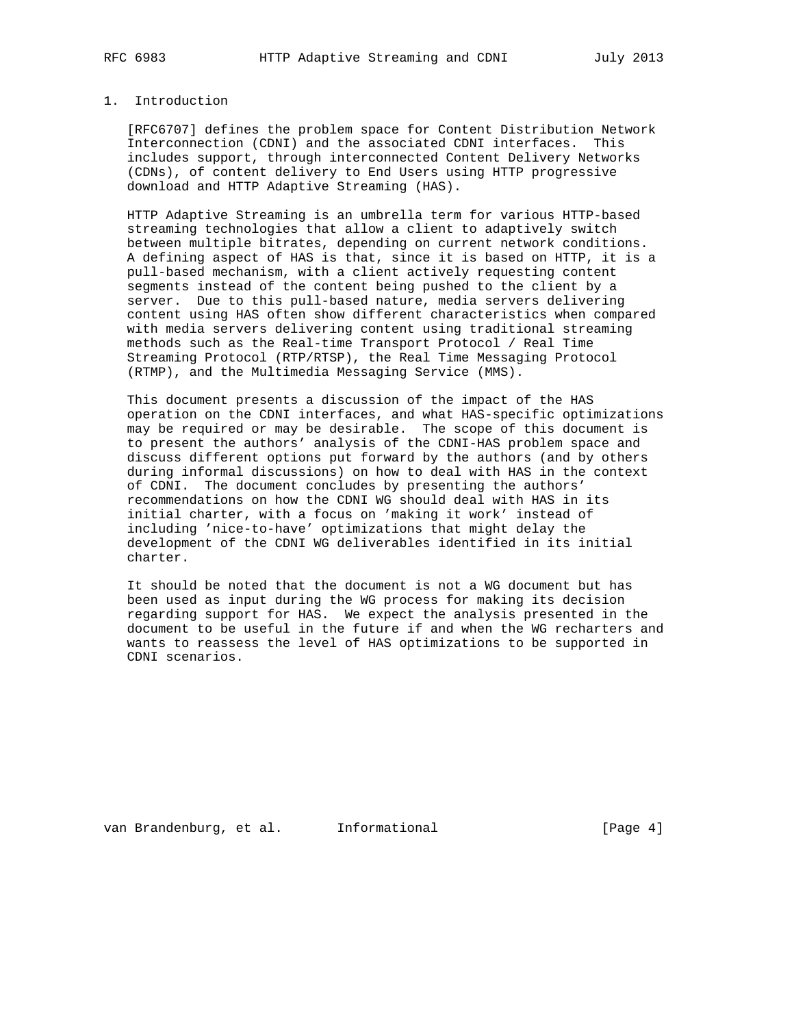# 1. Introduction

[RFC6707] defines the problem space for Content Distribution Network Interconnection (CDNI) and the associated CDNI interfaces. This includes support, through interconnected Content Delivery Networks (CDNs), of content delivery to End Users using HTTP progressive download and HTTP Adaptive Streaming (HAS).

HTTP Adaptive Streaming is an umbrella term for various HTTP-based streaming technologies that allow a client to adaptively switch between multiple bitrates, depending on current network conditions. A defining aspect of HAS is that, since it is based on HTTP, it is a pull-based mechanism, with a client actively requesting content segments instead of the content being pushed to the client by a server. Due to this pull-based nature, media servers delivering content using HAS often show different characteristics when compared with media servers delivering content using traditional streaming methods such as the Real-time Transport Protocol / Real Time Streaming Protocol (RTP/RTSP), the Real Time Messaging Protocol (RTMP), and the Multimedia Messaging Service (MMS).

This document presents a discussion of the impact of the HAS operation on the CDNI interfaces, and what HAS-specific optimizations may be required or may be desirable. The scope of this document is to present the authors' analysis of the CDNI-HAS problem space and discuss different options put forward by the authors (and by others during informal discussions) on how to deal with HAS in the context of CDNI. The document concludes by presenting the authors' recommendations on how the CDNI WG should deal with HAS in its initial charter, with a focus on 'making it work' instead of including 'nice-to-have' optimizations that might delay the development of the CDNI WG deliverables identified in its initial charter.

It should be noted that the document is not a WG document but has been used as input during the WG process for making its decision regarding support for HAS. We expect the analysis presented in the document to be useful in the future if and when the WG recharters and wants to reassess the level of HAS optimizations to be supported in CDNI scenarios.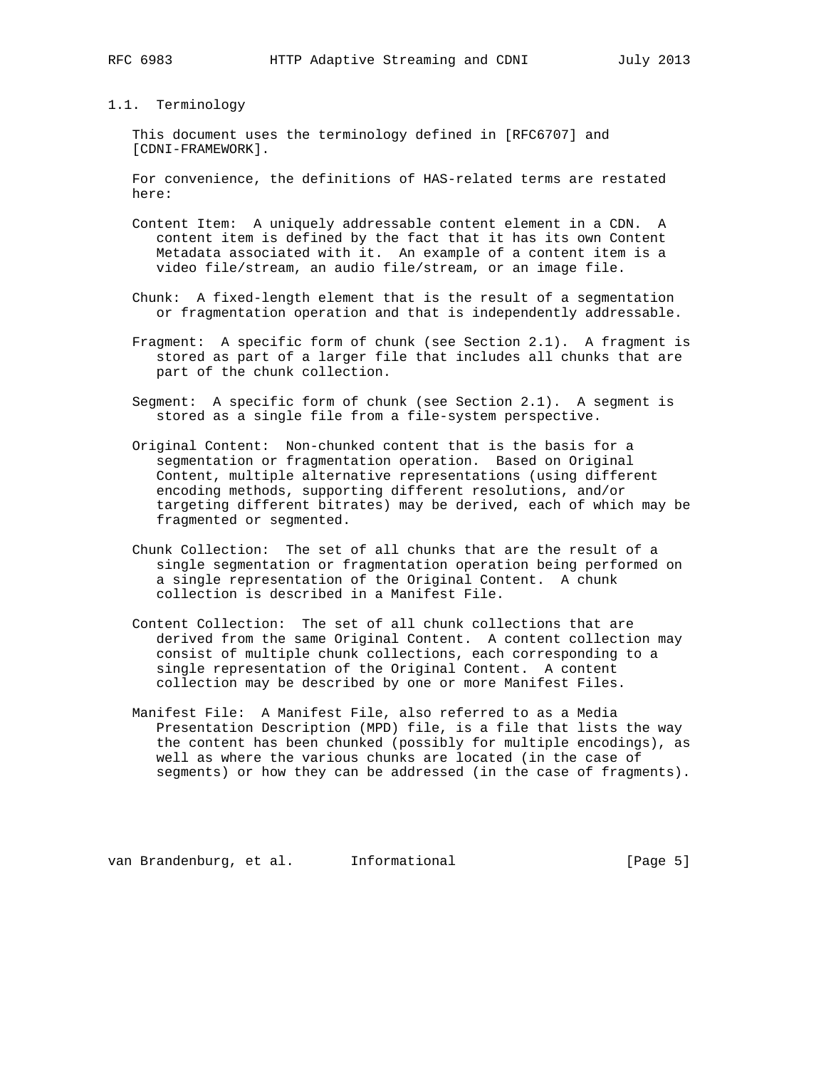### 1.1. Terminology

This document uses the terminology defined in [RFC6707] and [CDNI-FRAMEWORK].

For convenience, the definitions of HAS-related terms are restated here:

Content Item: A uniquely addressable content element in a CDN. A content item is defined by the fact that it has its own Content Metadata associated with it. An example of a content item is a video file/stream, an audio file/stream, or an image file.

Chunk: A fixed-length element that is the result of a segmentation or fragmentation operation and that is independently addressable.

Fragment: A specific form of chunk (see Section 2.1). A fragment is stored as part of a larger file that includes all chunks that are part of the chunk collection.

Segment: A specific form of chunk (see Section 2.1). A segment is stored as a single file from a file-system perspective.

Original Content: Non-chunked content that is the basis for a segmentation or fragmentation operation. Based on Original Content, multiple alternative representations (using different encoding methods, supporting different resolutions, and/or targeting different bitrates) may be derived, each of which may be fragmented or segmented.

Chunk Collection: The set of all chunks that are the result of a single segmentation or fragmentation operation being performed on a single representation of the Original Content. A chunk collection is described in a Manifest File.

Content Collection: The set of all chunk collections that are derived from the same Original Content. A content collection may consist of multiple chunk collections, each corresponding to a single representation of the Original Content. A content collection may be described by one or more Manifest Files.

Manifest File: A Manifest File, also referred to as a Media Presentation Description (MPD) file, is a file that lists the way the content has been chunked (possibly for multiple encodings), as well as where the various chunks are located (in the case of segments) or how they can be addressed (in the case of fragments).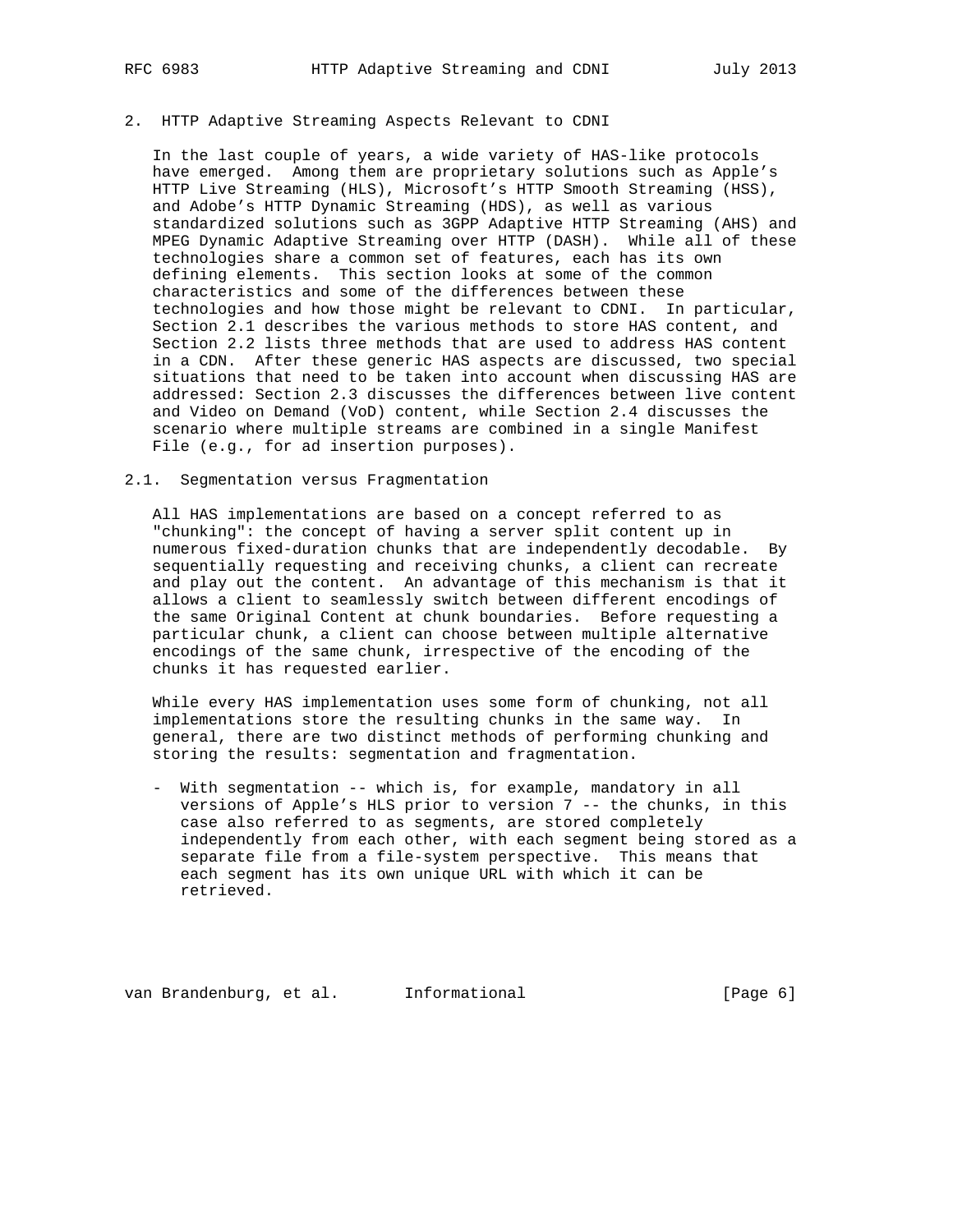## 2. HTTP Adaptive Streaming Aspects Relevant to CDNI

In the last couple of years, a wide variety of HAS-like protocols have emerged. Among them are proprietary solutions such as Apple's HTTP Live Streaming (HLS), Microsoft's HTTP Smooth Streaming (HSS), and Adobe's HTTP Dynamic Streaming (HDS), as well as various standardized solutions such as 3GPP Adaptive HTTP Streaming (AHS) and MPEG Dynamic Adaptive Streaming over HTTP (DASH). While all of these technologies share a common set of features, each has its own defining elements. This section looks at some of the common characteristics and some of the differences between these technologies and how those might be relevant to CDNI. In particular, Section 2.1 describes the various methods to store HAS content, and Section 2.2 lists three methods that are used to address HAS content in a CDN. After these generic HAS aspects are discussed, two special situations that need to be taken into account when discussing HAS are addressed: Section 2.3 discusses the differences between live content and Video on Demand (VoD) content, while Section 2.4 discusses the scenario where multiple streams are combined in a single Manifest File (e.g., for ad insertion purposes).

### 2.1. Segmentation versus Fragmentation

All HAS implementations are based on a concept referred to as "chunking": the concept of having a server split content up in numerous fixed-duration chunks that are independently decodable. By sequentially requesting and receiving chunks, a client can recreate and play out the content. An advantage of this mechanism is that it allows a client to seamlessly switch between different encodings of the same Original Content at chunk boundaries. Before requesting a particular chunk, a client can choose between multiple alternative encodings of the same chunk, irrespective of the encoding of the chunks it has requested earlier.

While every HAS implementation uses some form of chunking, not all implementations store the resulting chunks in the same way. In general, there are two distinct methods of performing chunking and storing the results: segmentation and fragmentation.

- With segmentation -- which is, for example, mandatory in all versions of Apple's HLS prior to version 7 -- the chunks, in this case also referred to as segments, are stored completely independently from each other, with each segment being stored as a separate file from a file-system perspective. This means that each segment has its own unique URL with which it can be retrieved.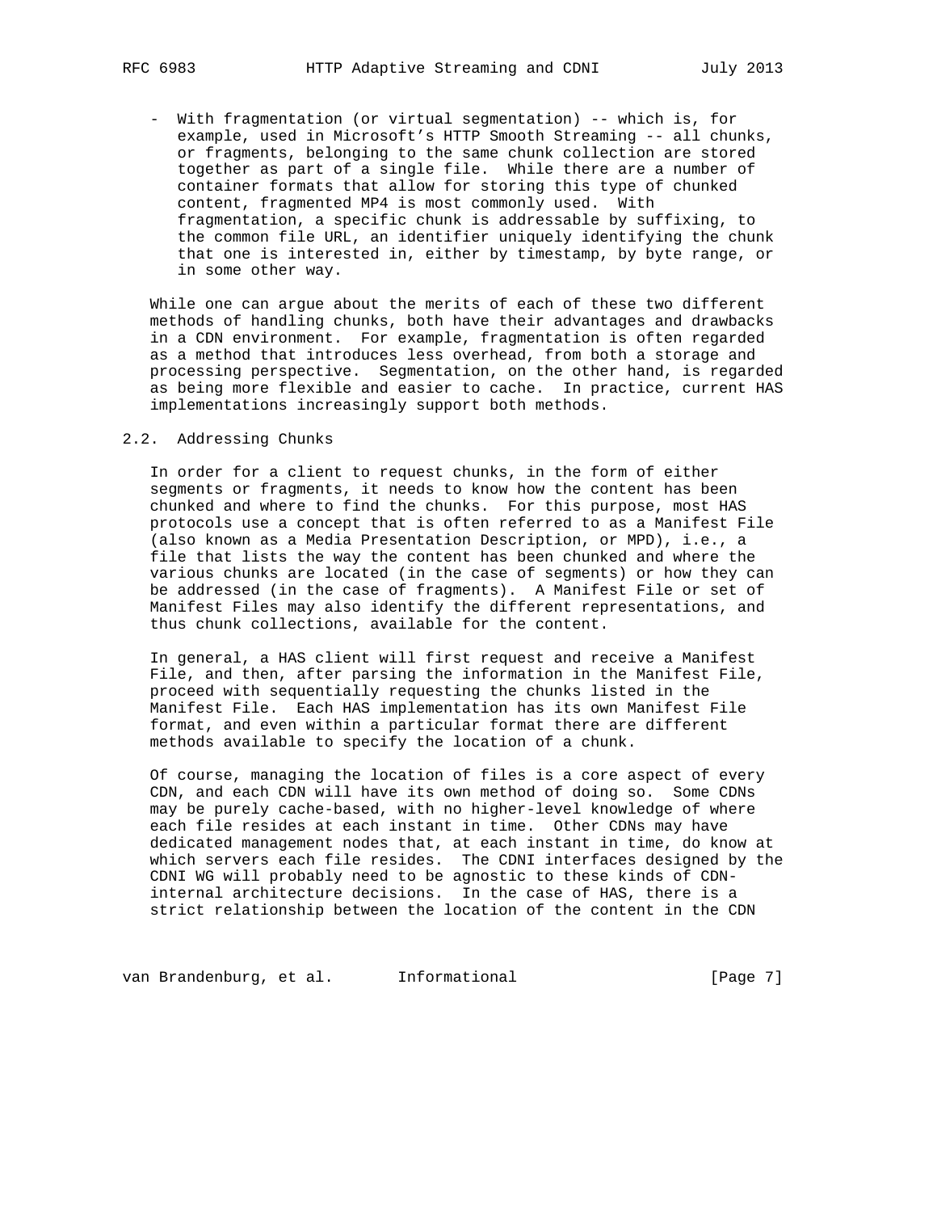- With fragmentation (or virtual segmentation) -- which is, for example, used in Microsoft's HTTP Smooth Streaming -- all chunks, or fragments, belonging to the same chunk collection are stored together as part of a single file. While there are a number of container formats that allow for storing this type of chunked content, fragmented MP4 is most commonly used. With fragmentation, a specific chunk is addressable by suffixing, to the common file URL, an identifier uniquely identifying the chunk that one is interested in, either by timestamp, by byte range, or in some other way.

While one can argue about the merits of each of these two different methods of handling chunks, both have their advantages and drawbacks in a CDN environment. For example, fragmentation is often regarded as a method that introduces less overhead, from both a storage and processing perspective. Segmentation, on the other hand, is regarded as being more flexible and easier to cache. In practice, current HAS implementations increasingly support both methods.

## 2.2. Addressing Chunks

In order for a client to request chunks, in the form of either segments or fragments, it needs to know how the content has been chunked and where to find the chunks. For this purpose, most HAS protocols use a concept that is often referred to as a Manifest File (also known as a Media Presentation Description, or MPD), i.e., a file that lists the way the content has been chunked and where the various chunks are located (in the case of segments) or how they can be addressed (in the case of fragments). A Manifest File or set of Manifest Files may also identify the different representations, and thus chunk collections, available for the content.

In general, a HAS client will first request and receive a Manifest File, and then, after parsing the information in the Manifest File, proceed with sequentially requesting the chunks listed in the Manifest File. Each HAS implementation has its own Manifest File format, and even within a particular format there are different methods available to specify the location of a chunk.

Of course, managing the location of files is a core aspect of every CDN, and each CDN will have its own method of doing so. Some CDNs may be purely cache-based, with no higher-level knowledge of where each file resides at each instant in time. Other CDNs may have dedicated management nodes that, at each instant in time, do know at which servers each file resides. The CDNI interfaces designed by the CDNI WG will probably need to be agnostic to these kinds of CDN-internal architecture decisions. In the case of HAS, there is a strict relationship between the location of the content in the CDN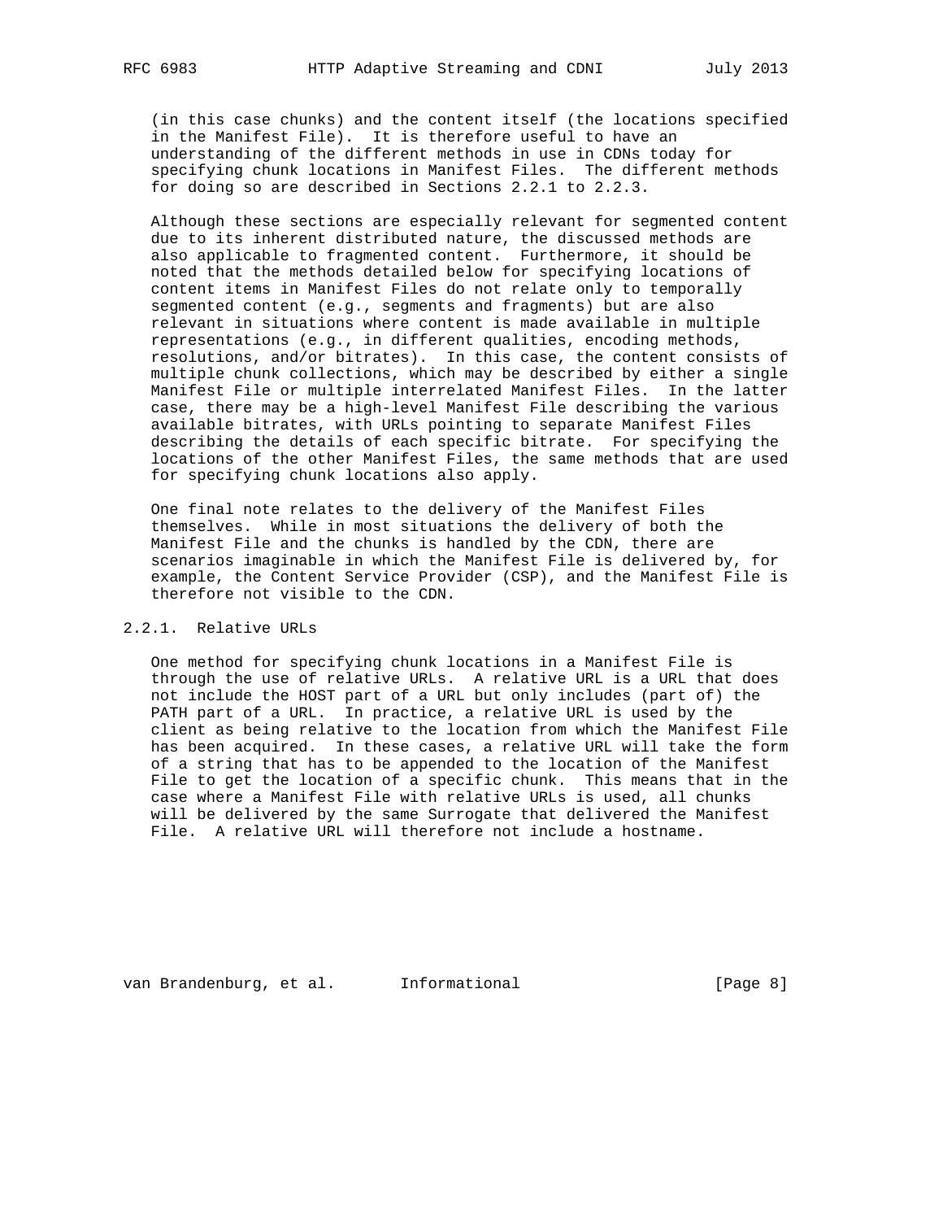(in this case chunks) and the content itself (the locations specified in the Manifest File). It is therefore useful to have an understanding of the different methods in use in CDNs today for specifying chunk locations in Manifest Files. The different methods for doing so are described in Sections 2.2.1 to 2.2.3.

Although these sections are especially relevant for segmented content due to its inherent distributed nature, the discussed methods are also applicable to fragmented content. Furthermore, it should be noted that the methods detailed below for specifying locations of content items in Manifest Files do not relate only to temporally segmented content (e.g., segments and fragments) but are also relevant in situations where content is made available in multiple representations (e.g., in different qualities, encoding methods, resolutions, and/or bitrates). In this case, the content consists of multiple chunk collections, which may be described by either a single Manifest File or multiple interrelated Manifest Files. In the latter case, there may be a high-level Manifest File describing the various available bitrates, with URLs pointing to separate Manifest Files describing the details of each specific bitrate. For specifying the locations of the other Manifest Files, the same methods that are used for specifying chunk locations also apply.

One final note relates to the delivery of the Manifest Files themselves. While in most situations the delivery of both the Manifest File and the chunks is handled by the CDN, there are scenarios imaginable in which the Manifest File is delivered by, for example, the Content Service Provider (CSP), and the Manifest File is therefore not visible to the CDN.

### 2.2.1. Relative URLs

One method for specifying chunk locations in a Manifest File is through the use of relative URLs. A relative URL is a URL that does not include the HOST part of a URL but only includes (part of) the PATH part of a URL. In practice, a relative URL is used by the client as being relative to the location from which the Manifest File has been acquired. In these cases, a relative URL will take the form of a string that has to be appended to the location of the Manifest File to get the location of a specific chunk. This means that in the case where a Manifest File with relative URLs is used, all chunks will be delivered by the same Surrogate that delivered the Manifest File. A relative URL will therefore not include a hostname.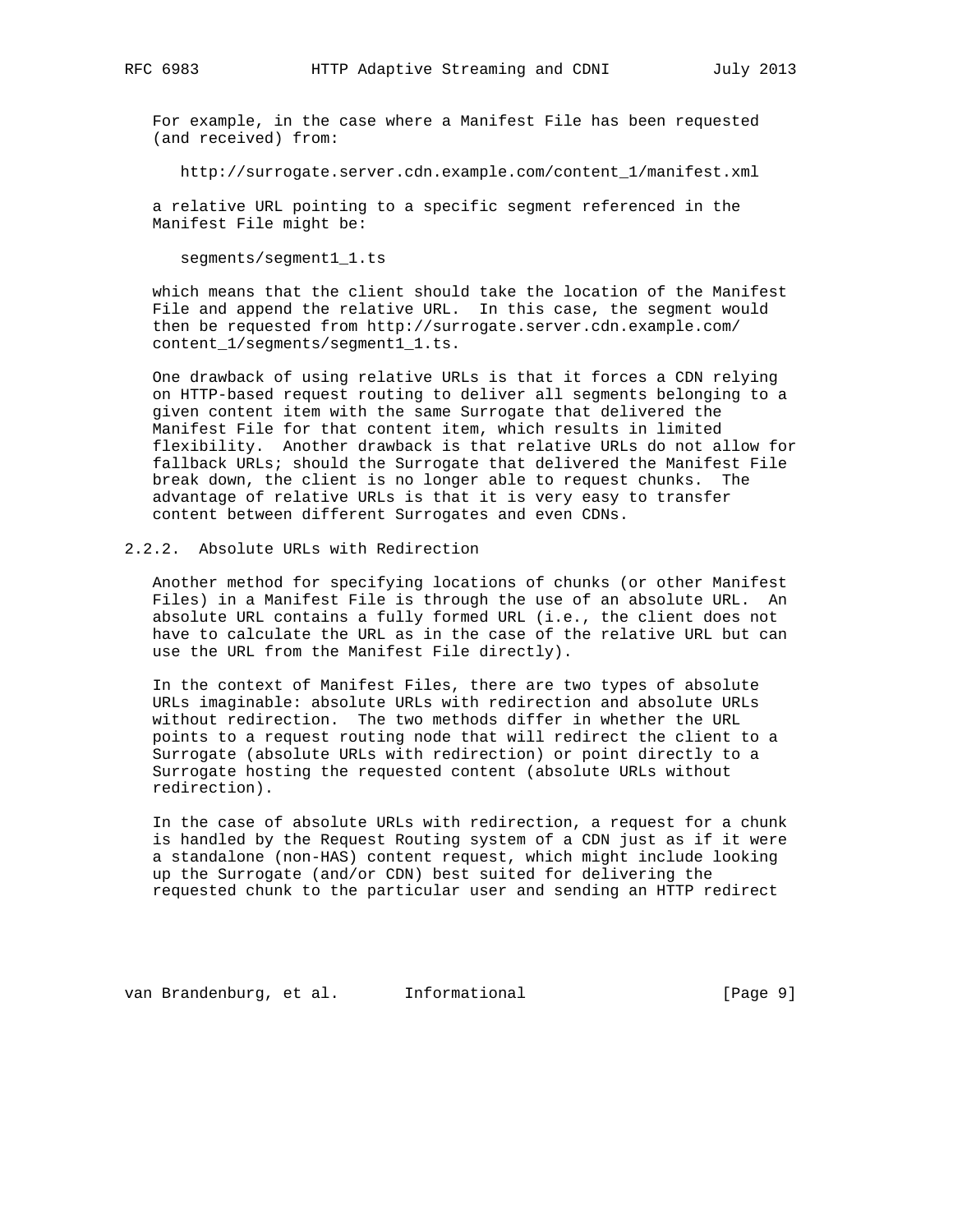For example, in the case where a Manifest File has been requested (and received) from:

```
http://surrogate.server.cdn.example.com/content_1/manifest.xml
```

a relative URL pointing to a specific segment referenced in the Manifest File might be:

```
segments/segment1_1.ts
```

which means that the client should take the location of the Manifest File and append the relative URL. In this case, the segment would then be requested from http://surrogate.server.cdn.example.com/content_1/segments/segment1_1.ts.

One drawback of using relative URLs is that it forces a CDN relying on HTTP-based request routing to deliver all segments belonging to a given content item with the same Surrogate that delivered the Manifest File for that content item, which results in limited flexibility. Another drawback is that relative URLs do not allow for fallback URLs; should the Surrogate that delivered the Manifest File break down, the client is no longer able to request chunks. The advantage of relative URLs is that it is very easy to transfer content between different Surrogates and even CDNs.

### 2.2.2. Absolute URLs with Redirection

Another method for specifying locations of chunks (or other Manifest Files) in a Manifest File is through the use of an absolute URL. An absolute URL contains a fully formed URL (i.e., the client does not have to calculate the URL as in the case of the relative URL but can use the URL from the Manifest File directly).

In the context of Manifest Files, there are two types of absolute URLs imaginable: absolute URLs with redirection and absolute URLs without redirection. The two methods differ in whether the URL points to a request routing node that will redirect the client to a Surrogate (absolute URLs with redirection) or point directly to a Surrogate hosting the requested content (absolute URLs without redirection).

In the case of absolute URLs with redirection, a request for a chunk is handled by the Request Routing system of a CDN just as if it were a standalone (non-HAS) content request, which might include looking up the Surrogate (and/or CDN) best suited for delivering the requested chunk to the particular user and sending an HTTP redirect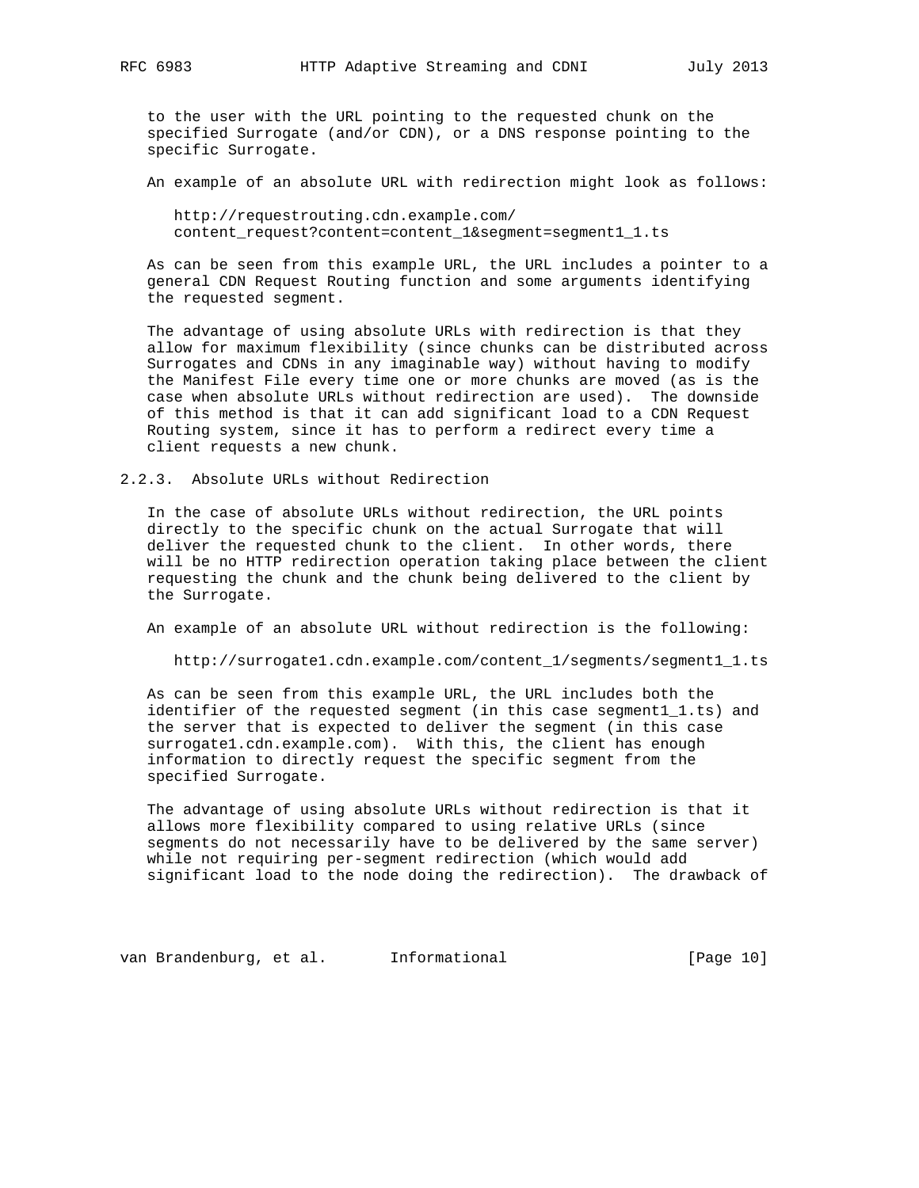to the user with the URL pointing to the requested chunk on the specified Surrogate (and/or CDN), or a DNS response pointing to the specific Surrogate.

An example of an absolute URL with redirection might look as follows:

```
http://requestrouting.cdn.example.com/
content_request?content=content_1&segment=segment1_1.ts
```

As can be seen from this example URL, the URL includes a pointer to a general CDN Request Routing function and some arguments identifying the requested segment.

The advantage of using absolute URLs with redirection is that they allow for maximum flexibility (since chunks can be distributed across Surrogates and CDNs in any imaginable way) without having to modify the Manifest File every time one or more chunks are moved (as is the case when absolute URLs without redirection are used). The downside of this method is that it can add significant load to a CDN Request Routing system, since it has to perform a redirect every time a client requests a new chunk.

### 2.2.3. Absolute URLs without Redirection

In the case of absolute URLs without redirection, the URL points directly to the specific chunk on the actual Surrogate that will deliver the requested chunk to the client. In other words, there will be no HTTP redirection operation taking place between the client requesting the chunk and the chunk being delivered to the client by the Surrogate.

An example of an absolute URL without redirection is the following:

```
http://surrogate1.cdn.example.com/content_1/segments/segment1_1.ts
```

As can be seen from this example URL, the URL includes both the identifier of the requested segment (in this case segment1_1.ts) and the server that is expected to deliver the segment (in this case surrogate1.cdn.example.com). With this, the client has enough information to directly request the specific segment from the specified Surrogate.

The advantage of using absolute URLs without redirection is that it allows more flexibility compared to using relative URLs (since segments do not necessarily have to be delivered by the same server) while not requiring per-segment redirection (which would add significant load to the node doing the redirection). The drawback of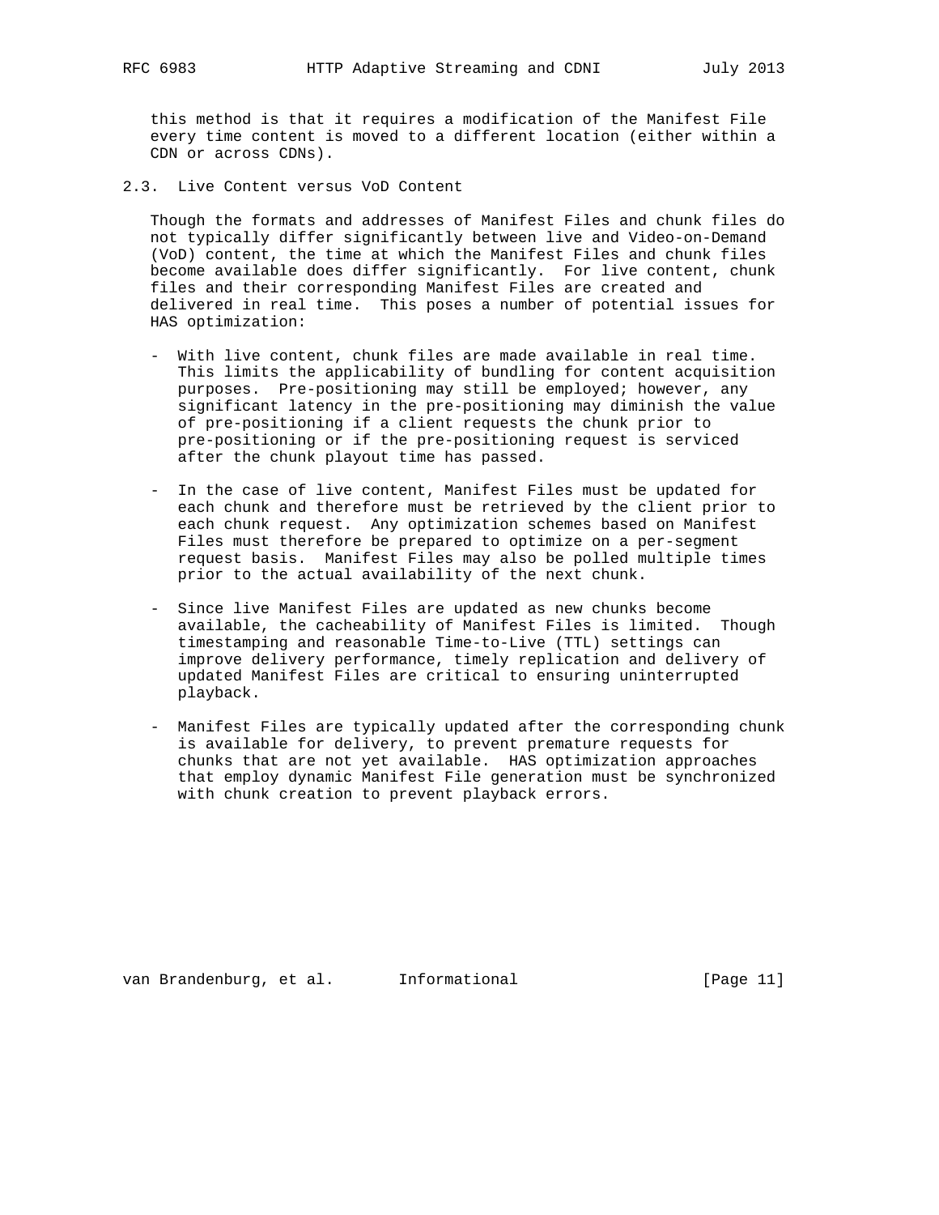this method is that it requires a modification of the Manifest File every time content is moved to a different location (either within a CDN or across CDNs).

### 2.3. Live Content versus VoD Content

Though the formats and addresses of Manifest Files and chunk files do not typically differ significantly between live and Video-on-Demand (VoD) content, the time at which the Manifest Files and chunk files become available does differ significantly. For live content, chunk files and their corresponding Manifest Files are created and delivered in real time. This poses a number of potential issues for HAS optimization:

- With live content, chunk files are made available in real time. This limits the applicability of bundling for content acquisition purposes. Pre-positioning may still be employed; however, any significant latency in the pre-positioning may diminish the value of pre-positioning if a client requests the chunk prior to pre-positioning or if the pre-positioning request is serviced after the chunk playout time has passed.

- In the case of live content, Manifest Files must be updated for each chunk and therefore must be retrieved by the client prior to each chunk request. Any optimization schemes based on Manifest Files must therefore be prepared to optimize on a per-segment request basis. Manifest Files may also be polled multiple times prior to the actual availability of the next chunk.

- Since live Manifest Files are updated as new chunks become available, the cacheability of Manifest Files is limited. Though timestamping and reasonable Time-to-Live (TTL) settings can improve delivery performance, timely replication and delivery of updated Manifest Files are critical to ensuring uninterrupted playback.

- Manifest Files are typically updated after the corresponding chunk is available for delivery, to prevent premature requests for chunks that are not yet available. HAS optimization approaches that employ dynamic Manifest File generation must be synchronized with chunk creation to prevent playback errors.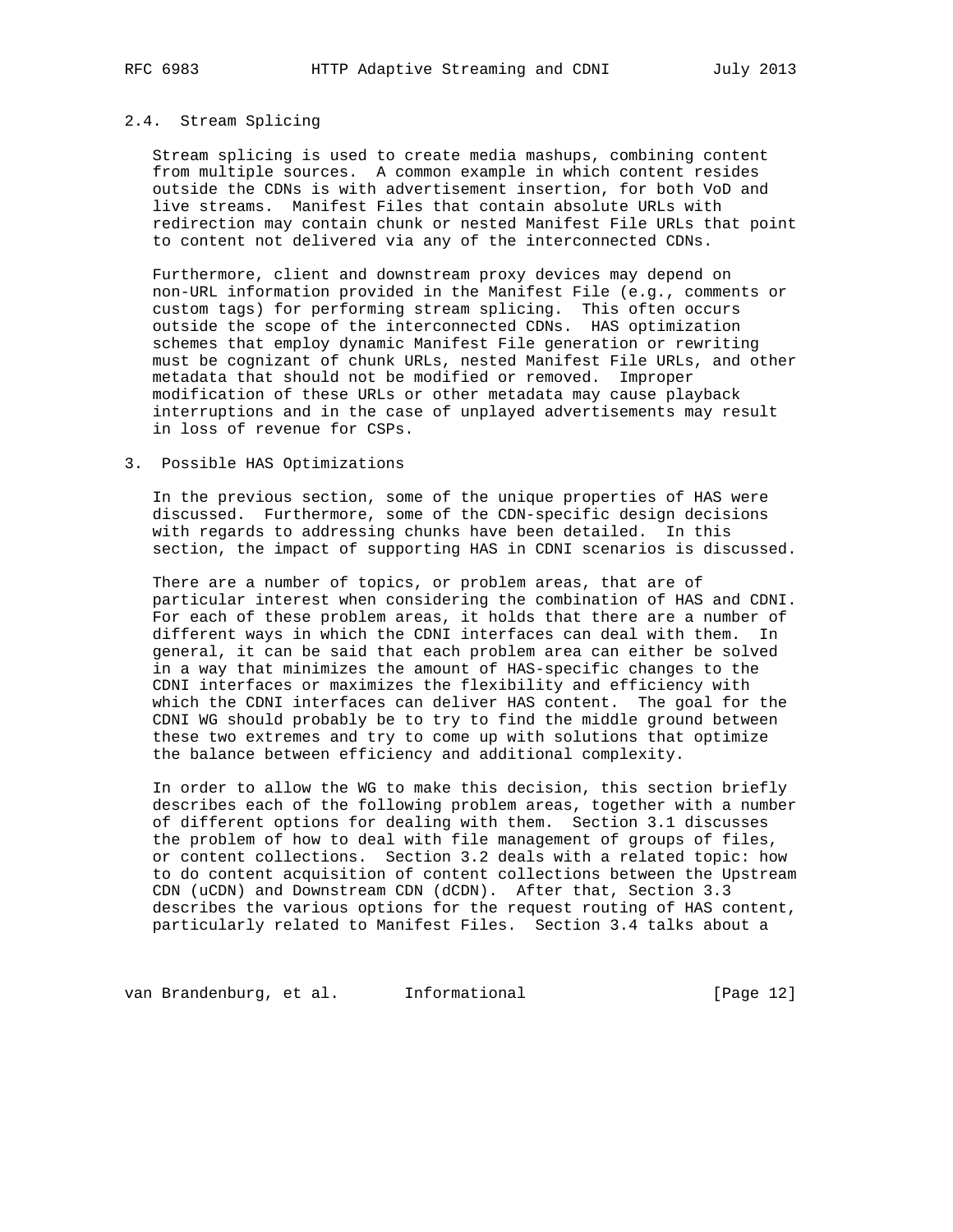### 2.4. Stream Splicing

Stream splicing is used to create media mashups, combining content from multiple sources. A common example in which content resides outside the CDNs is with advertisement insertion, for both VoD and live streams. Manifest Files that contain absolute URLs with redirection may contain chunk or nested Manifest File URLs that point to content not delivered via any of the interconnected CDNs.

Furthermore, client and downstream proxy devices may depend on non-URL information provided in the Manifest File (e.g., comments or custom tags) for performing stream splicing. This often occurs outside the scope of the interconnected CDNs. HAS optimization schemes that employ dynamic Manifest File generation or rewriting must be cognizant of chunk URLs, nested Manifest File URLs, and other metadata that should not be modified or removed. Improper modification of these URLs or other metadata may cause playback interruptions and in the case of unplayed advertisements may result in loss of revenue for CSPs.

## 3. Possible HAS Optimizations

In the previous section, some of the unique properties of HAS were discussed. Furthermore, some of the CDN-specific design decisions with regards to addressing chunks have been detailed. In this section, the impact of supporting HAS in CDNI scenarios is discussed.

There are a number of topics, or problem areas, that are of particular interest when considering the combination of HAS and CDNI. For each of these problem areas, it holds that there are a number of different ways in which the CDNI interfaces can deal with them. In general, it can be said that each problem area can either be solved in a way that minimizes the amount of HAS-specific changes to the CDNI interfaces or maximizes the flexibility and efficiency with which the CDNI interfaces can deliver HAS content. The goal for the CDNI WG should probably be to try to find the middle ground between these two extremes and try to come up with solutions that optimize the balance between efficiency and additional complexity.

In order to allow the WG to make this decision, this section briefly describes each of the following problem areas, together with a number of different options for dealing with them. Section 3.1 discusses the problem of how to deal with file management of groups of files, or content collections. Section 3.2 deals with a related topic: how to do content acquisition of content collections between the Upstream CDN (uCDN) and Downstream CDN (dCDN). After that, Section 3.3 describes the various options for the request routing of HAS content, particularly related to Manifest Files. Section 3.4 talks about a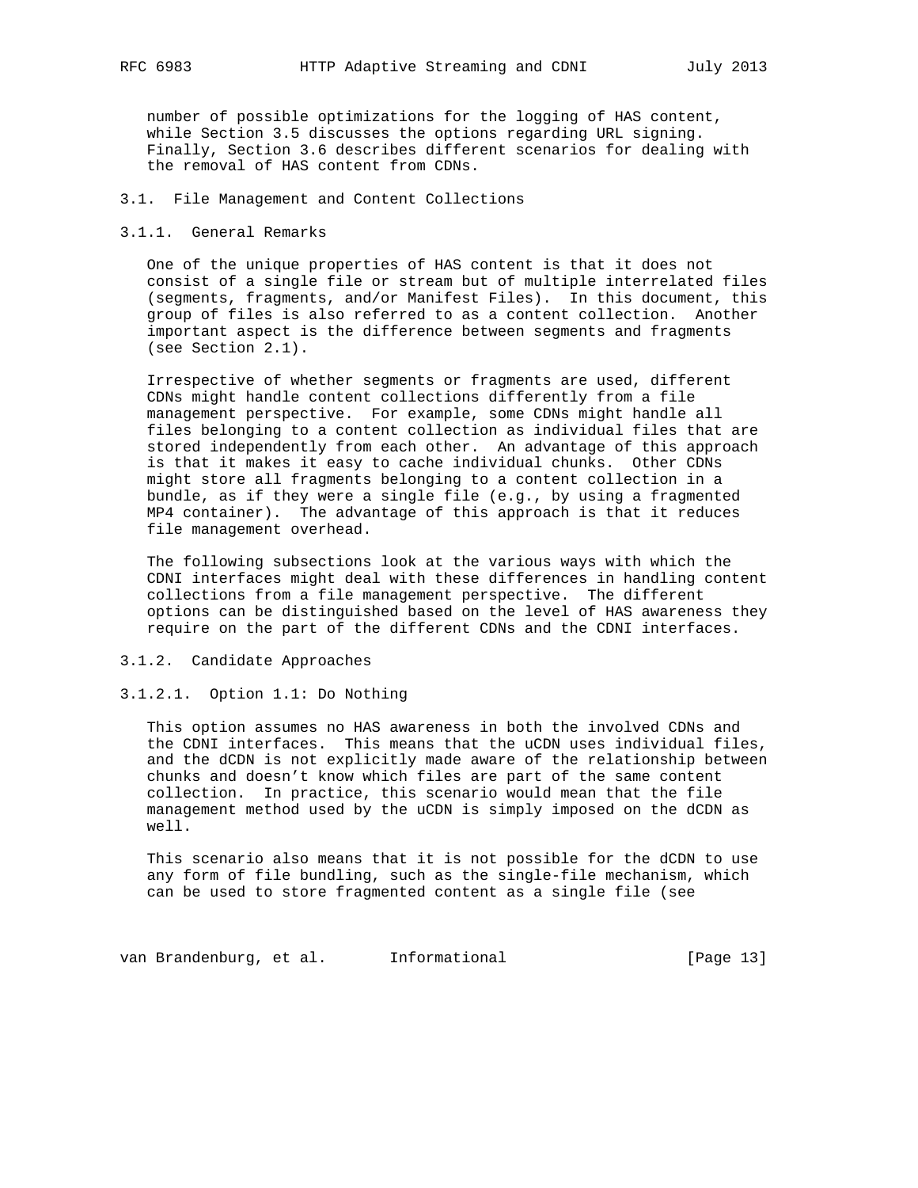number of possible optimizations for the logging of HAS content, while Section 3.5 discusses the options regarding URL signing. Finally, Section 3.6 describes different scenarios for dealing with the removal of HAS content from CDNs.

## 3.1. File Management and Content Collections

### 3.1.1. General Remarks

One of the unique properties of HAS content is that it does not consist of a single file or stream but of multiple interrelated files (segments, fragments, and/or Manifest Files). In this document, this group of files is also referred to as a content collection. Another important aspect is the difference between segments and fragments (see Section 2.1).

Irrespective of whether segments or fragments are used, different CDNs might handle content collections differently from a file management perspective. For example, some CDNs might handle all files belonging to a content collection as individual files that are stored independently from each other. An advantage of this approach is that it makes it easy to cache individual chunks. Other CDNs might store all fragments belonging to a content collection in a bundle, as if they were a single file (e.g., by using a fragmented MP4 container). The advantage of this approach is that it reduces file management overhead.

The following subsections look at the various ways with which the CDNI interfaces might deal with these differences in handling content collections from a file management perspective. The different options can be distinguished based on the level of HAS awareness they require on the part of the different CDNs and the CDNI interfaces.

### 3.1.2. Candidate Approaches

#### 3.1.2.1. Option 1.1: Do Nothing

This option assumes no HAS awareness in both the involved CDNs and the CDNI interfaces. This means that the uCDN uses individual files, and the dCDN is not explicitly made aware of the relationship between chunks and doesn't know which files are part of the same content collection. In practice, this scenario would mean that the file management method used by the uCDN is simply imposed on the dCDN as well.

This scenario also means that it is not possible for the dCDN to use any form of file bundling, such as the single-file mechanism, which can be used to store fragmented content as a single file (see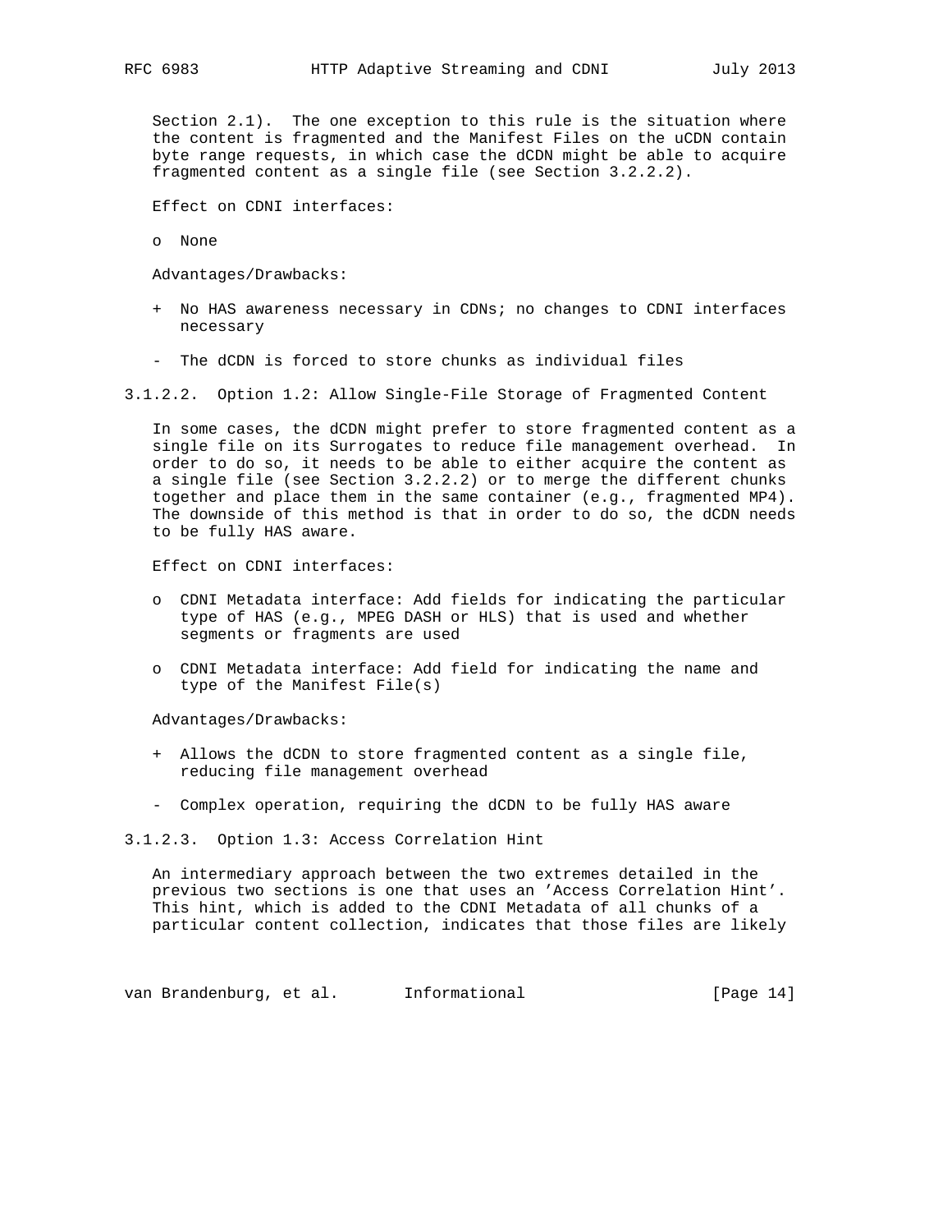Section 2.1). The one exception to this rule is the situation where the content is fragmented and the Manifest Files on the uCDN contain byte range requests, in which case the dCDN might be able to acquire fragmented content as a single file (see Section 3.2.2.2).

Effect on CDNI interfaces:

- None

Advantages/Drawbacks:

+ No HAS awareness necessary in CDNs; no changes to CDNI interfaces necessary

- The dCDN is forced to store chunks as individual files

#### 3.1.2.2. Option 1.2: Allow Single-File Storage of Fragmented Content

In some cases, the dCDN might prefer to store fragmented content as a single file on its Surrogates to reduce file management overhead. In order to do so, it needs to be able to either acquire the content as a single file (see Section 3.2.2.2) or to merge the different chunks together and place them in the same container (e.g., fragmented MP4). The downside of this method is that in order to do so, the dCDN needs to be fully HAS aware.

Effect on CDNI interfaces:

- CDNI Metadata interface: Add fields for indicating the particular type of HAS (e.g., MPEG DASH or HLS) that is used and whether segments or fragments are used

- CDNI Metadata interface: Add field for indicating the name and type of the Manifest File(s)

Advantages/Drawbacks:

+ Allows the dCDN to store fragmented content as a single file, reducing file management overhead

- Complex operation, requiring the dCDN to be fully HAS aware

#### 3.1.2.3. Option 1.3: Access Correlation Hint

An intermediary approach between the two extremes detailed in the previous two sections is one that uses an 'Access Correlation Hint'. This hint, which is added to the CDNI Metadata of all chunks of a particular content collection, indicates that those files are likely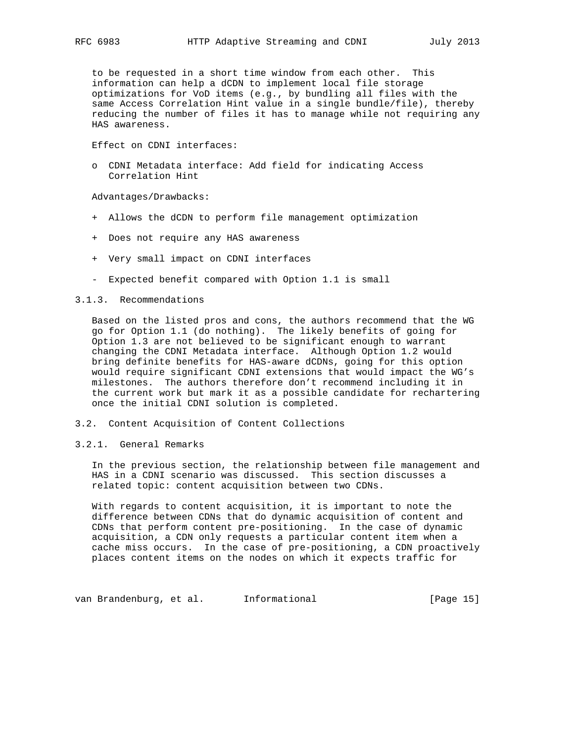to be requested in a short time window from each other. This information can help a dCDN to implement local file storage optimizations for VoD items (e.g., by bundling all files with the same Access Correlation Hint value in a single bundle/file), thereby reducing the number of files it has to manage while not requiring any HAS awareness.

Effect on CDNI interfaces:

- CDNI Metadata interface: Add field for indicating Access Correlation Hint

Advantages/Drawbacks:

+ Allows the dCDN to perform file management optimization

+ Does not require any HAS awareness

+ Very small impact on CDNI interfaces

- Expected benefit compared with Option 1.1 is small

### 3.1.3. Recommendations

Based on the listed pros and cons, the authors recommend that the WG go for Option 1.1 (do nothing). The likely benefits of going for Option 1.3 are not believed to be significant enough to warrant changing the CDNI Metadata interface. Although Option 1.2 would bring definite benefits for HAS-aware dCDNs, going for this option would require significant CDNI extensions that would impact the WG's milestones. The authors therefore don't recommend including it in the current work but mark it as a possible candidate for rechartering once the initial CDNI solution is completed.

## 3.2. Content Acquisition of Content Collections

### 3.2.1. General Remarks

In the previous section, the relationship between file management and HAS in a CDNI scenario was discussed. This section discusses a related topic: content acquisition between two CDNs.

With regards to content acquisition, it is important to note the difference between CDNs that do dynamic acquisition of content and CDNs that perform content pre-positioning. In the case of dynamic acquisition, a CDN only requests a particular content item when a cache miss occurs. In the case of pre-positioning, a CDN proactively places content items on the nodes on which it expects traffic for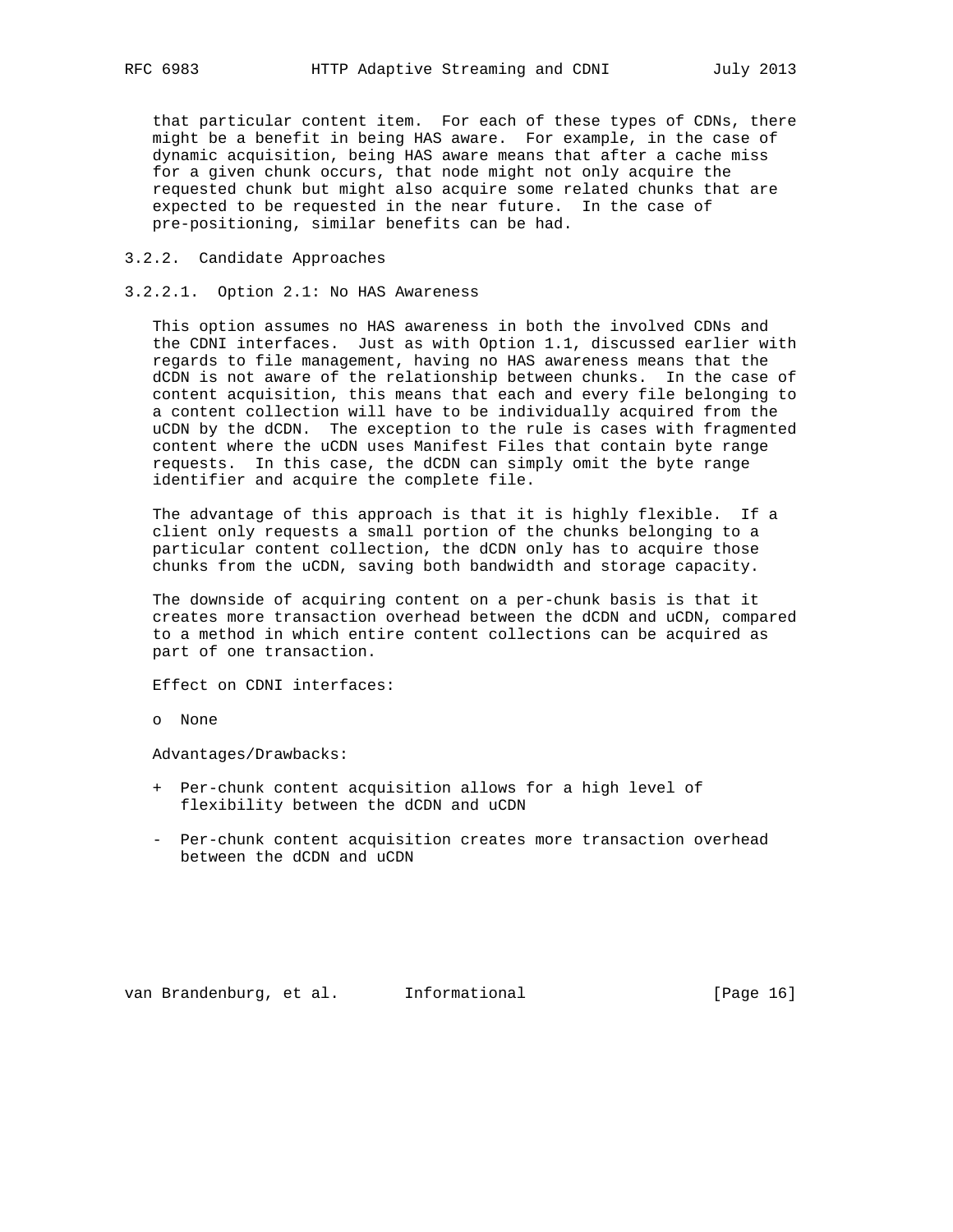that particular content item. For each of these types of CDNs, there might be a benefit in being HAS aware. For example, in the case of dynamic acquisition, being HAS aware means that after a cache miss for a given chunk occurs, that node might not only acquire the requested chunk but might also acquire some related chunks that are expected to be requested in the near future. In the case of pre-positioning, similar benefits can be had.

### 3.2.2. Candidate Approaches

#### 3.2.2.1. Option 2.1: No HAS Awareness

This option assumes no HAS awareness in both the involved CDNs and the CDNI interfaces. Just as with Option 1.1, discussed earlier with regards to file management, having no HAS awareness means that the dCDN is not aware of the relationship between chunks. In the case of content acquisition, this means that each and every file belonging to a content collection will have to be individually acquired from the uCDN by the dCDN. The exception to the rule is cases with fragmented content where the uCDN uses Manifest Files that contain byte range requests. In this case, the dCDN can simply omit the byte range identifier and acquire the complete file.

The advantage of this approach is that it is highly flexible. If a client only requests a small portion of the chunks belonging to a particular content collection, the dCDN only has to acquire those chunks from the uCDN, saving both bandwidth and storage capacity.

The downside of acquiring content on a per-chunk basis is that it creates more transaction overhead between the dCDN and uCDN, compared to a method in which entire content collections can be acquired as part of one transaction.

Effect on CDNI interfaces:

- None

Advantages/Drawbacks:

+ Per-chunk content acquisition allows for a high level of flexibility between the dCDN and uCDN

- Per-chunk content acquisition creates more transaction overhead between the dCDN and uCDN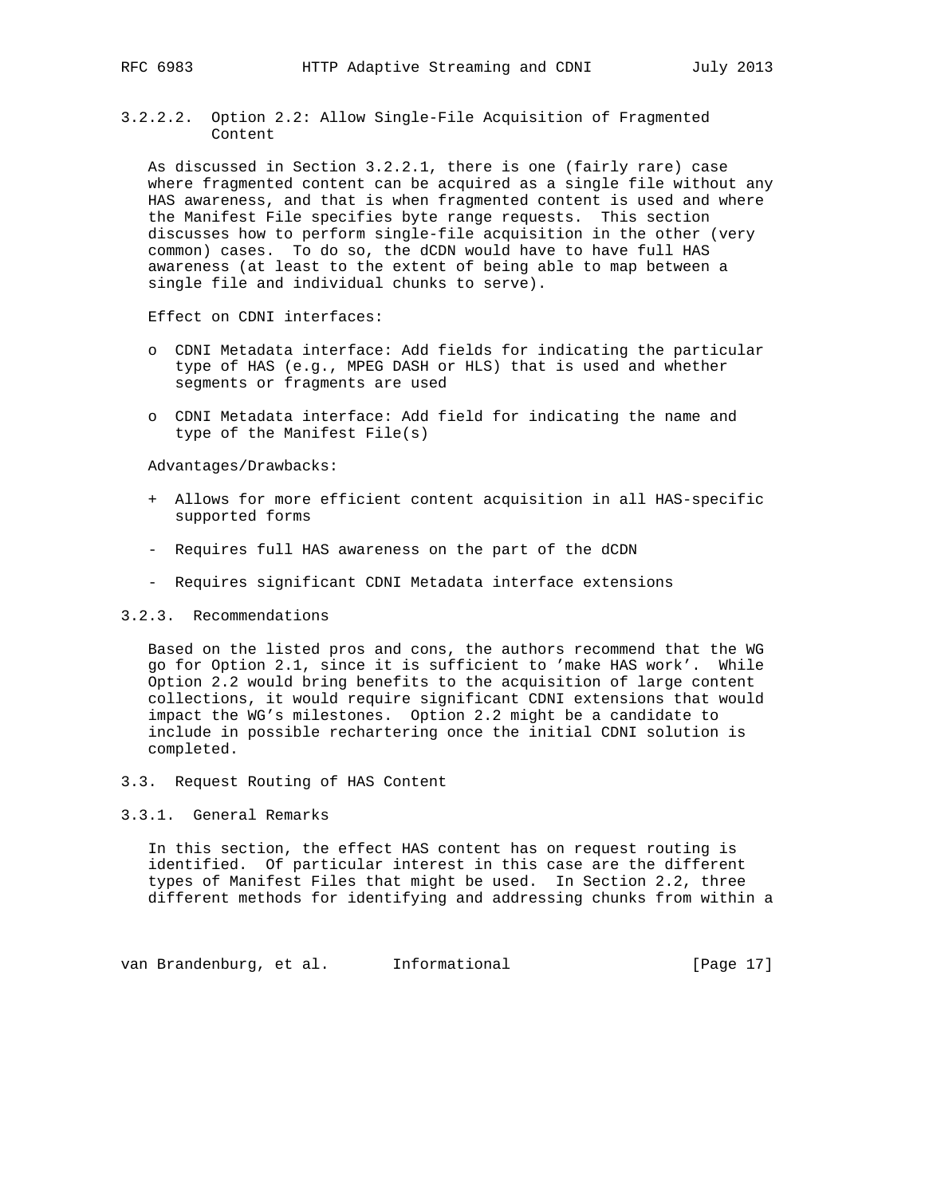#### 3.2.2.2. Option 2.2: Allow Single-File Acquisition of Fragmented Content

As discussed in Section 3.2.2.1, there is one (fairly rare) case where fragmented content can be acquired as a single file without any HAS awareness, and that is when fragmented content is used and where the Manifest File specifies byte range requests. This section discusses how to perform single-file acquisition in the other (very common) cases. To do so, the dCDN would have to have full HAS awareness (at least to the extent of being able to map between a single file and individual chunks to serve).

Effect on CDNI interfaces:

- CDNI Metadata interface: Add fields for indicating the particular type of HAS (e.g., MPEG DASH or HLS) that is used and whether segments or fragments are used
- CDNI Metadata interface: Add field for indicating the name and type of the Manifest File(s)

Advantages/Drawbacks:

\+ Allows for more efficient content acquisition in all HAS-specific supported forms

\- Requires full HAS awareness on the part of the dCDN

\- Requires significant CDNI Metadata interface extensions

### 3.2.3. Recommendations

Based on the listed pros and cons, the authors recommend that the WG go for Option 2.1, since it is sufficient to 'make HAS work'. While Option 2.2 would bring benefits to the acquisition of large content collections, it would require significant CDNI extensions that would impact the WG's milestones. Option 2.2 might be a candidate to include in possible rechartering once the initial CDNI solution is completed.

## 3.3. Request Routing of HAS Content

### 3.3.1. General Remarks

In this section, the effect HAS content has on request routing is identified. Of particular interest in this case are the different types of Manifest Files that might be used. In Section 2.2, three different methods for identifying and addressing chunks from within a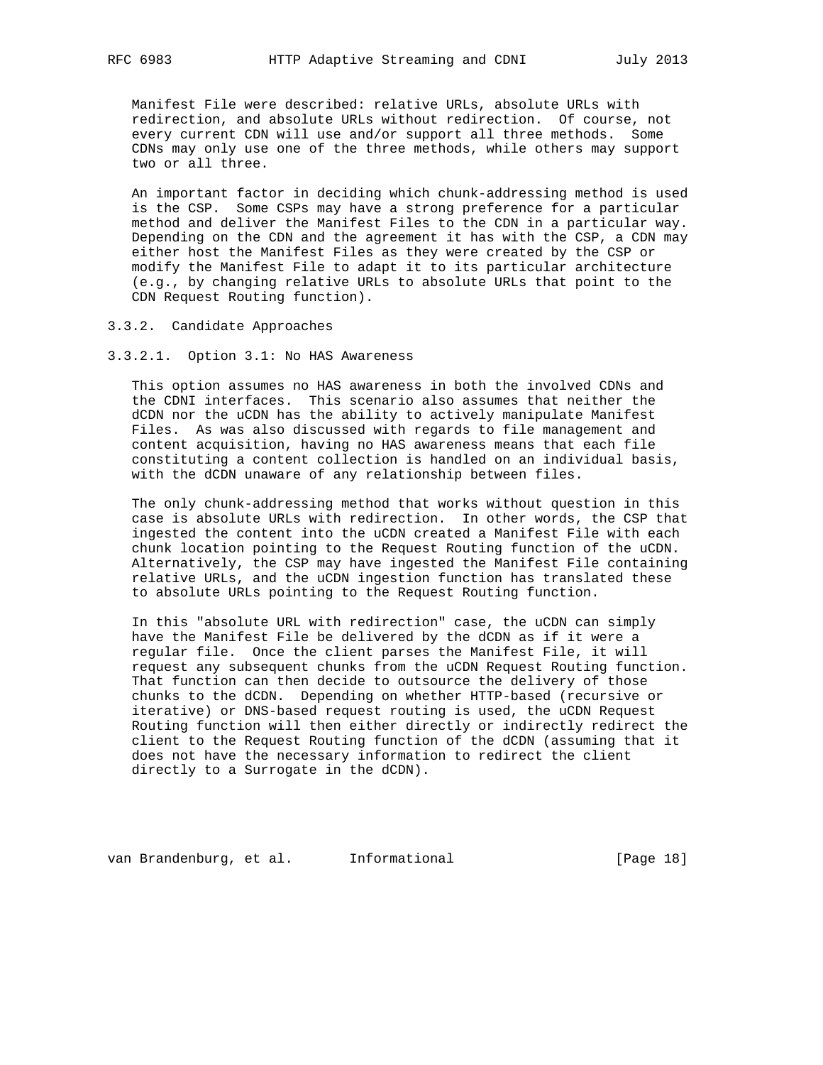Manifest File were described: relative URLs, absolute URLs with redirection, and absolute URLs without redirection. Of course, not every current CDN will use and/or support all three methods. Some CDNs may only use one of the three methods, while others may support two or all three.

An important factor in deciding which chunk-addressing method is used is the CSP. Some CSPs may have a strong preference for a particular method and deliver the Manifest Files to the CDN in a particular way. Depending on the CDN and the agreement it has with the CSP, a CDN may either host the Manifest Files as they were created by the CSP or modify the Manifest File to adapt it to its particular architecture (e.g., by changing relative URLs to absolute URLs that point to the CDN Request Routing function).

### 3.3.2. Candidate Approaches

#### 3.3.2.1. Option 3.1: No HAS Awareness

This option assumes no HAS awareness in both the involved CDNs and the CDNI interfaces. This scenario also assumes that neither the dCDN nor the uCDN has the ability to actively manipulate Manifest Files. As was also discussed with regards to file management and content acquisition, having no HAS awareness means that each file constituting a content collection is handled on an individual basis, with the dCDN unaware of any relationship between files.

The only chunk-addressing method that works without question in this case is absolute URLs with redirection. In other words, the CSP that ingested the content into the uCDN created a Manifest File with each chunk location pointing to the Request Routing function of the uCDN. Alternatively, the CSP may have ingested the Manifest File containing relative URLs, and the uCDN ingestion function has translated these to absolute URLs pointing to the Request Routing function.

In this "absolute URL with redirection" case, the uCDN can simply have the Manifest File be delivered by the dCDN as if it were a regular file. Once the client parses the Manifest File, it will request any subsequent chunks from the uCDN Request Routing function. That function can then decide to outsource the delivery of those chunks to the dCDN. Depending on whether HTTP-based (recursive or iterative) or DNS-based request routing is used, the uCDN Request Routing function will then either directly or indirectly redirect the client to the Request Routing function of the dCDN (assuming that it does not have the necessary information to redirect the client directly to a Surrogate in the dCDN).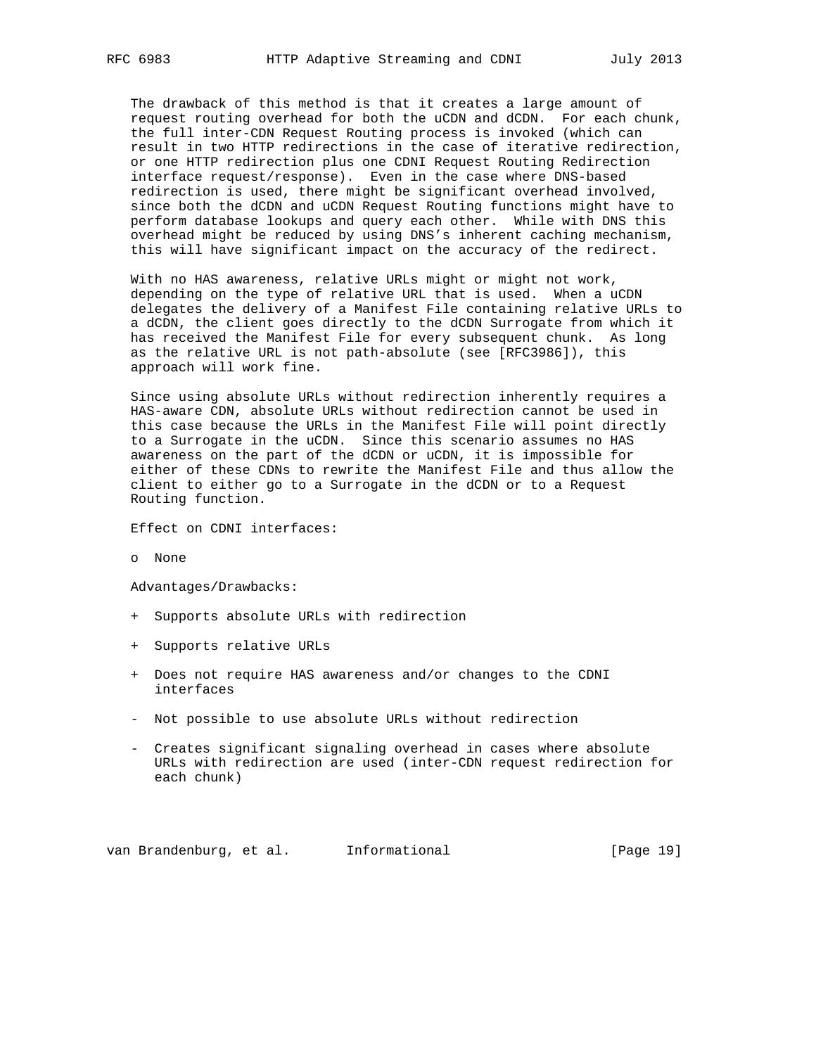The drawback of this method is that it creates a large amount of request routing overhead for both the uCDN and dCDN. For each chunk, the full inter-CDN Request Routing process is invoked (which can result in two HTTP redirections in the case of iterative redirection, or one HTTP redirection plus one CDNI Request Routing Redirection interface request/response). Even in the case where DNS-based redirection is used, there might be significant overhead involved, since both the dCDN and uCDN Request Routing functions might have to perform database lookups and query each other. While with DNS this overhead might be reduced by using DNS's inherent caching mechanism, this will have significant impact on the accuracy of the redirect.

With no HAS awareness, relative URLs might or might not work, depending on the type of relative URL that is used. When a uCDN delegates the delivery of a Manifest File containing relative URLs to a dCDN, the client goes directly to the dCDN Surrogate from which it has received the Manifest File for every subsequent chunk. As long as the relative URL is not path-absolute (see [RFC3986]), this approach will work fine.

Since using absolute URLs without redirection inherently requires a HAS-aware CDN, absolute URLs without redirection cannot be used in this case because the URLs in the Manifest File will point directly to a Surrogate in the uCDN. Since this scenario assumes no HAS awareness on the part of the dCDN or uCDN, it is impossible for either of these CDNs to rewrite the Manifest File and thus allow the client to either go to a Surrogate in the dCDN or to a Request Routing function.

Effect on CDNI interfaces:

- None

Advantages/Drawbacks:

+ Supports absolute URLs with redirection

+ Supports relative URLs

+ Does not require HAS awareness and/or changes to the CDNI interfaces

- Not possible to use absolute URLs without redirection

- Creates significant signaling overhead in cases where absolute URLs with redirection are used (inter-CDN request redirection for each chunk)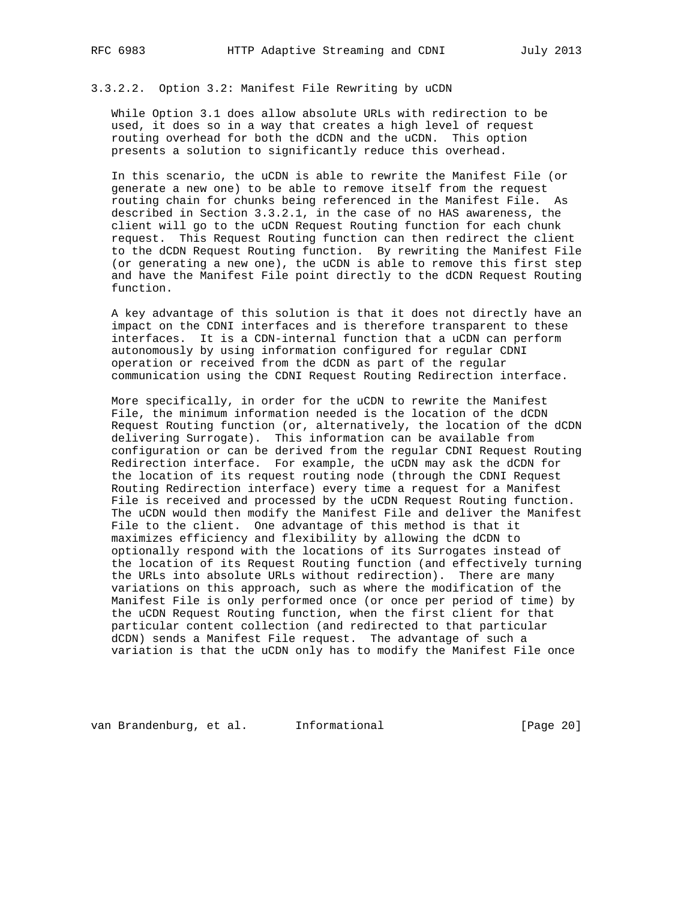#### 3.3.2.2. Option 3.2: Manifest File Rewriting by uCDN

While Option 3.1 does allow absolute URLs with redirection to be used, it does so in a way that creates a high level of request routing overhead for both the dCDN and the uCDN. This option presents a solution to significantly reduce this overhead.

In this scenario, the uCDN is able to rewrite the Manifest File (or generate a new one) to be able to remove itself from the request routing chain for chunks being referenced in the Manifest File. As described in Section 3.3.2.1, in the case of no HAS awareness, the client will go to the uCDN Request Routing function for each chunk request. This Request Routing function can then redirect the client to the dCDN Request Routing function. By rewriting the Manifest File (or generating a new one), the uCDN is able to remove this first step and have the Manifest File point directly to the dCDN Request Routing function.

A key advantage of this solution is that it does not directly have an impact on the CDNI interfaces and is therefore transparent to these interfaces. It is a CDN-internal function that a uCDN can perform autonomously by using information configured for regular CDNI operation or received from the dCDN as part of the regular communication using the CDNI Request Routing Redirection interface.

More specifically, in order for the uCDN to rewrite the Manifest File, the minimum information needed is the location of the dCDN Request Routing function (or, alternatively, the location of the dCDN delivering Surrogate). This information can be available from configuration or can be derived from the regular CDNI Request Routing Redirection interface. For example, the uCDN may ask the dCDN for the location of its request routing node (through the CDNI Request Routing Redirection interface) every time a request for a Manifest File is received and processed by the uCDN Request Routing function. The uCDN would then modify the Manifest File and deliver the Manifest File to the client. One advantage of this method is that it maximizes efficiency and flexibility by allowing the dCDN to optionally respond with the locations of its Surrogates instead of the location of its Request Routing function (and effectively turning the URLs into absolute URLs without redirection). There are many variations on this approach, such as where the modification of the Manifest File is only performed once (or once per period of time) by the uCDN Request Routing function, when the first client for that particular content collection (and redirected to that particular dCDN) sends a Manifest File request. The advantage of such a variation is that the uCDN only has to modify the Manifest File once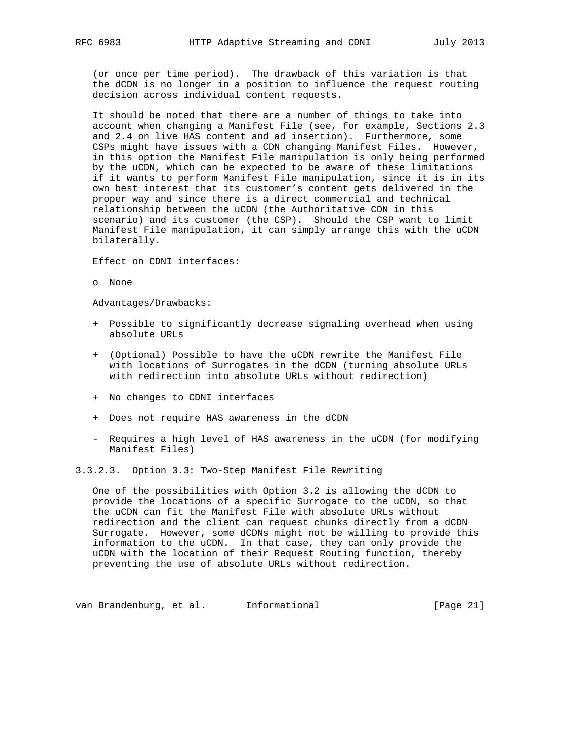(or once per time period). The drawback of this variation is that the dCDN is no longer in a position to influence the request routing decision across individual content requests.

It should be noted that there are a number of things to take into account when changing a Manifest File (see, for example, Sections 2.3 and 2.4 on live HAS content and ad insertion). Furthermore, some CSPs might have issues with a CDN changing Manifest Files. However, in this option the Manifest File manipulation is only being performed by the uCDN, which can be expected to be aware of these limitations if it wants to perform Manifest File manipulation, since it is in its own best interest that its customer's content gets delivered in the proper way and since there is a direct commercial and technical relationship between the uCDN (the Authoritative CDN in this scenario) and its customer (the CSP). Should the CSP want to limit Manifest File manipulation, it can simply arrange this with the uCDN bilaterally.

Effect on CDNI interfaces:

- None

Advantages/Drawbacks:

+ Possible to significantly decrease signaling overhead when using absolute URLs

+ (Optional) Possible to have the uCDN rewrite the Manifest File with locations of Surrogates in the dCDN (turning absolute URLs with redirection into absolute URLs without redirection)

+ No changes to CDNI interfaces

+ Does not require HAS awareness in the dCDN

- Requires a high level of HAS awareness in the uCDN (for modifying Manifest Files)

#### 3.3.2.3. Option 3.3: Two-Step Manifest File Rewriting

One of the possibilities with Option 3.2 is allowing the dCDN to provide the locations of a specific Surrogate to the uCDN, so that the uCDN can fit the Manifest File with absolute URLs without redirection and the client can request chunks directly from a dCDN Surrogate. However, some dCDNs might not be willing to provide this information to the uCDN. In that case, they can only provide the uCDN with the location of their Request Routing function, thereby preventing the use of absolute URLs without redirection.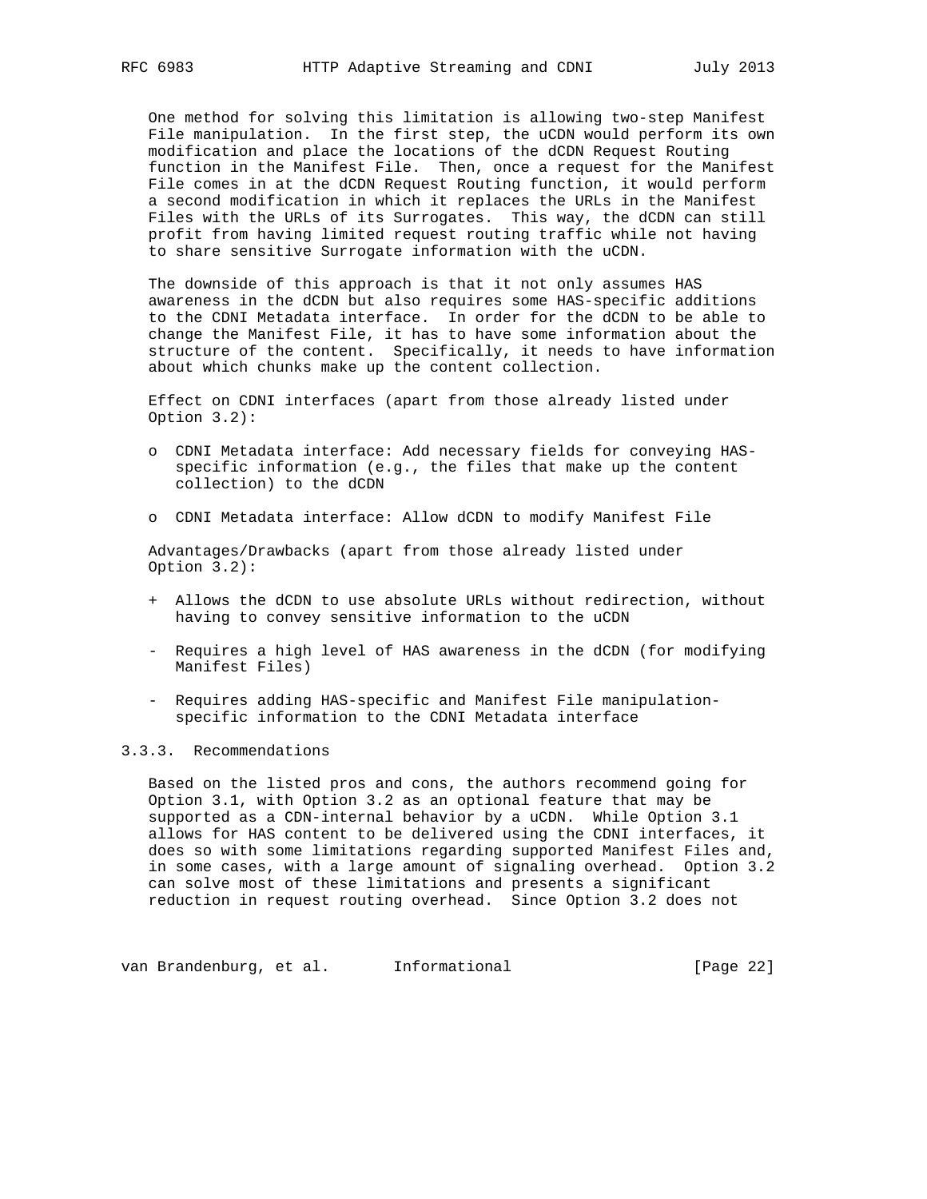One method for solving this limitation is allowing two-step Manifest File manipulation. In the first step, the uCDN would perform its own modification and place the locations of the dCDN Request Routing function in the Manifest File. Then, once a request for the Manifest File comes in at the dCDN Request Routing function, it would perform a second modification in which it replaces the URLs in the Manifest Files with the URLs of its Surrogates. This way, the dCDN can still profit from having limited request routing traffic while not having to share sensitive Surrogate information with the uCDN.

The downside of this approach is that it not only assumes HAS awareness in the dCDN but also requires some HAS-specific additions to the CDNI Metadata interface. In order for the dCDN to be able to change the Manifest File, it has to have some information about the structure of the content. Specifically, it needs to have information about which chunks make up the content collection.

Effect on CDNI interfaces (apart from those already listed under Option 3.2):

- CDNI Metadata interface: Add necessary fields for conveying HAS-specific information (e.g., the files that make up the content collection) to the dCDN
- CDNI Metadata interface: Allow dCDN to modify Manifest File

Advantages/Drawbacks (apart from those already listed under Option 3.2):

+ Allows the dCDN to use absolute URLs without redirection, without having to convey sensitive information to the uCDN

- Requires a high level of HAS awareness in the dCDN (for modifying Manifest Files)

- Requires adding HAS-specific and Manifest File manipulation-specific information to the CDNI Metadata interface

### 3.3.3. Recommendations

Based on the listed pros and cons, the authors recommend going for Option 3.1, with Option 3.2 as an optional feature that may be supported as a CDN-internal behavior by a uCDN. While Option 3.1 allows for HAS content to be delivered using the CDNI interfaces, it does so with some limitations regarding supported Manifest Files and, in some cases, with a large amount of signaling overhead. Option 3.2 can solve most of these limitations and presents a significant reduction in request routing overhead. Since Option 3.2 does not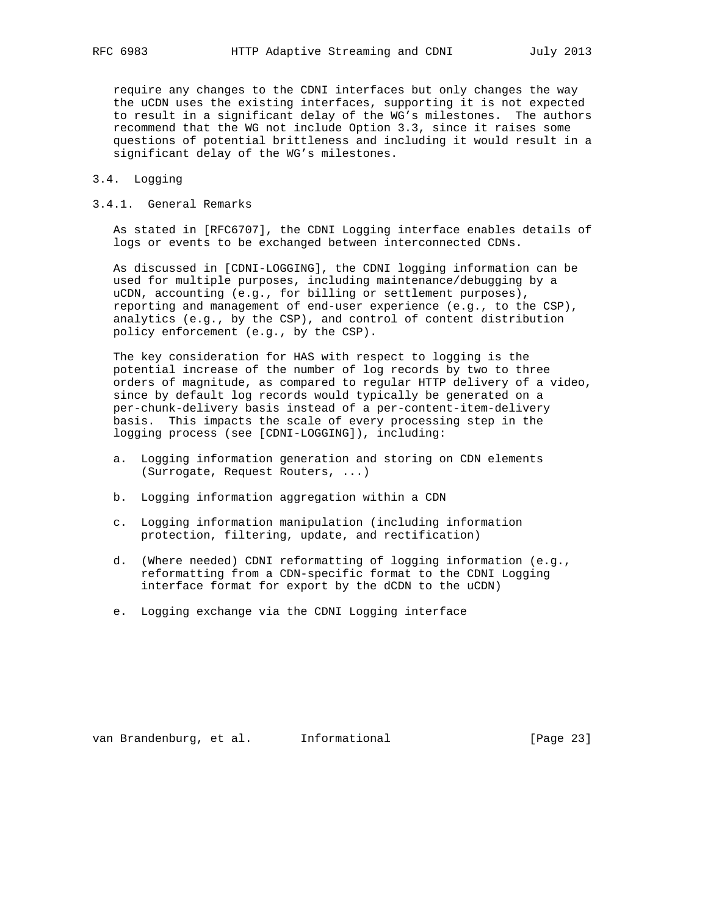require any changes to the CDNI interfaces but only changes the way the uCDN uses the existing interfaces, supporting it is not expected to result in a significant delay of the WG's milestones. The authors recommend that the WG not include Option 3.3, since it raises some questions of potential brittleness and including it would result in a significant delay of the WG's milestones.

### 3.4. Logging

#### 3.4.1. General Remarks

As stated in [RFC6707], the CDNI Logging interface enables details of logs or events to be exchanged between interconnected CDNs.

As discussed in [CDNI-LOGGING], the CDNI logging information can be used for multiple purposes, including maintenance/debugging by a uCDN, accounting (e.g., for billing or settlement purposes), reporting and management of end-user experience (e.g., to the CSP), analytics (e.g., by the CSP), and control of content distribution policy enforcement (e.g., by the CSP).

The key consideration for HAS with respect to logging is the potential increase of the number of log records by two to three orders of magnitude, as compared to regular HTTP delivery of a video, since by default log records would typically be generated on a per-chunk-delivery basis instead of a per-content-item-delivery basis. This impacts the scale of every processing step in the logging process (see [CDNI-LOGGING]), including:

a. Logging information generation and storing on CDN elements (Surrogate, Request Routers, ...)

b. Logging information aggregation within a CDN

c. Logging information manipulation (including information protection, filtering, update, and rectification)

d. (Where needed) CDNI reformatting of logging information (e.g., reformatting from a CDN-specific format to the CDNI Logging interface format for export by the dCDN to the uCDN)

e. Logging exchange via the CDNI Logging interface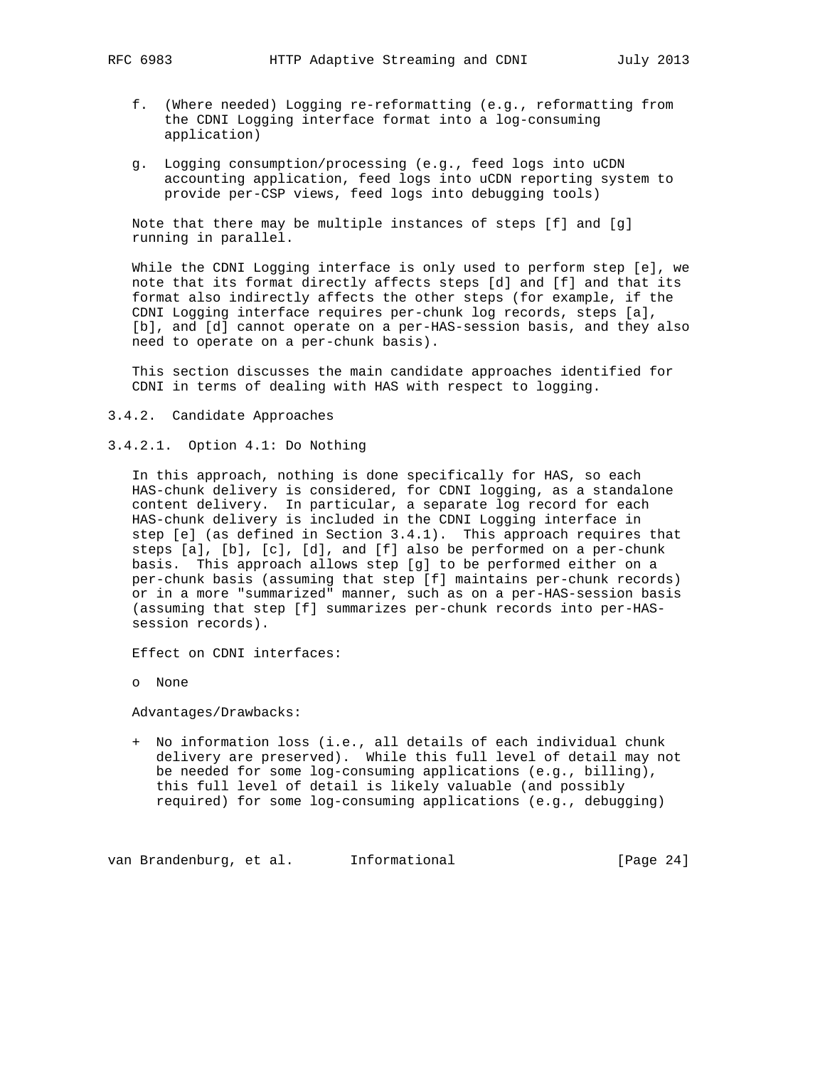f. (Where needed) Logging re-reformatting (e.g., reformatting from the CDNI Logging interface format into a log-consuming application)

g. Logging consumption/processing (e.g., feed logs into uCDN accounting application, feed logs into uCDN reporting system to provide per-CSP views, feed logs into debugging tools)

Note that there may be multiple instances of steps [f] and [g] running in parallel.

While the CDNI Logging interface is only used to perform step [e], we note that its format directly affects steps [d] and [f] and that its format also indirectly affects the other steps (for example, if the CDNI Logging interface requires per-chunk log records, steps [a], [b], and [d] cannot operate on a per-HAS-session basis, and they also need to operate on a per-chunk basis).

This section discusses the main candidate approaches identified for CDNI in terms of dealing with HAS with respect to logging.

### 3.4.2. Candidate Approaches

#### 3.4.2.1. Option 4.1: Do Nothing

In this approach, nothing is done specifically for HAS, so each HAS-chunk delivery is considered, for CDNI logging, as a standalone content delivery. In particular, a separate log record for each HAS-chunk delivery is included in the CDNI Logging interface in step [e] (as defined in Section 3.4.1). This approach requires that steps [a], [b], [c], [d], and [f] also be performed on a per-chunk basis. This approach allows step [g] to be performed either on a per-chunk basis (assuming that step [f] maintains per-chunk records) or in a more "summarized" manner, such as on a per-HAS-session basis (assuming that step [f] summarizes per-chunk records into per-HAS-session records).

Effect on CDNI interfaces:

- o None

Advantages/Drawbacks:

- \+ No information loss (i.e., all details of each individual chunk delivery are preserved). While this full level of detail may not be needed for some log-consuming applications (e.g., billing), this full level of detail is likely valuable (and possibly required) for some log-consuming applications (e.g., debugging)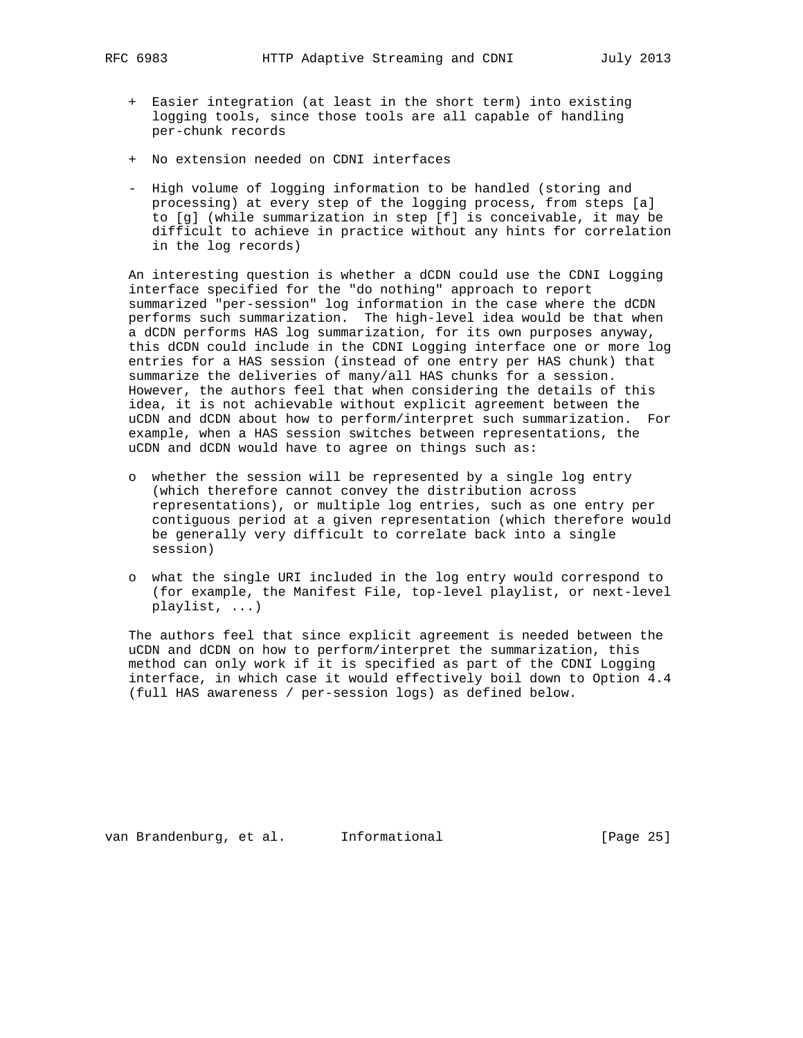+ Easier integration (at least in the short term) into existing logging tools, since those tools are all capable of handling per-chunk records

+ No extension needed on CDNI interfaces

- High volume of logging information to be handled (storing and processing) at every step of the logging process, from steps [a] to [g] (while summarization in step [f] is conceivable, it may be difficult to achieve in practice without any hints for correlation in the log records)

An interesting question is whether a dCDN could use the CDNI Logging interface specified for the "do nothing" approach to report summarized "per-session" log information in the case where the dCDN performs such summarization. The high-level idea would be that when a dCDN performs HAS log summarization, for its own purposes anyway, this dCDN could include in the CDNI Logging interface one or more log entries for a HAS session (instead of one entry per HAS chunk) that summarize the deliveries of many/all HAS chunks for a session. However, the authors feel that when considering the details of this idea, it is not achievable without explicit agreement between the uCDN and dCDN about how to perform/interpret such summarization. For example, when a HAS session switches between representations, the uCDN and dCDN would have to agree on things such as:

o whether the session will be represented by a single log entry (which therefore cannot convey the distribution across representations), or multiple log entries, such as one entry per contiguous period at a given representation (which therefore would be generally very difficult to correlate back into a single session)

o what the single URI included in the log entry would correspond to (for example, the Manifest File, top-level playlist, or next-level playlist, ...)

The authors feel that since explicit agreement is needed between the uCDN and dCDN on how to perform/interpret the summarization, this method can only work if it is specified as part of the CDNI Logging interface, in which case it would effectively boil down to Option 4.4 (full HAS awareness / per-session logs) as defined below.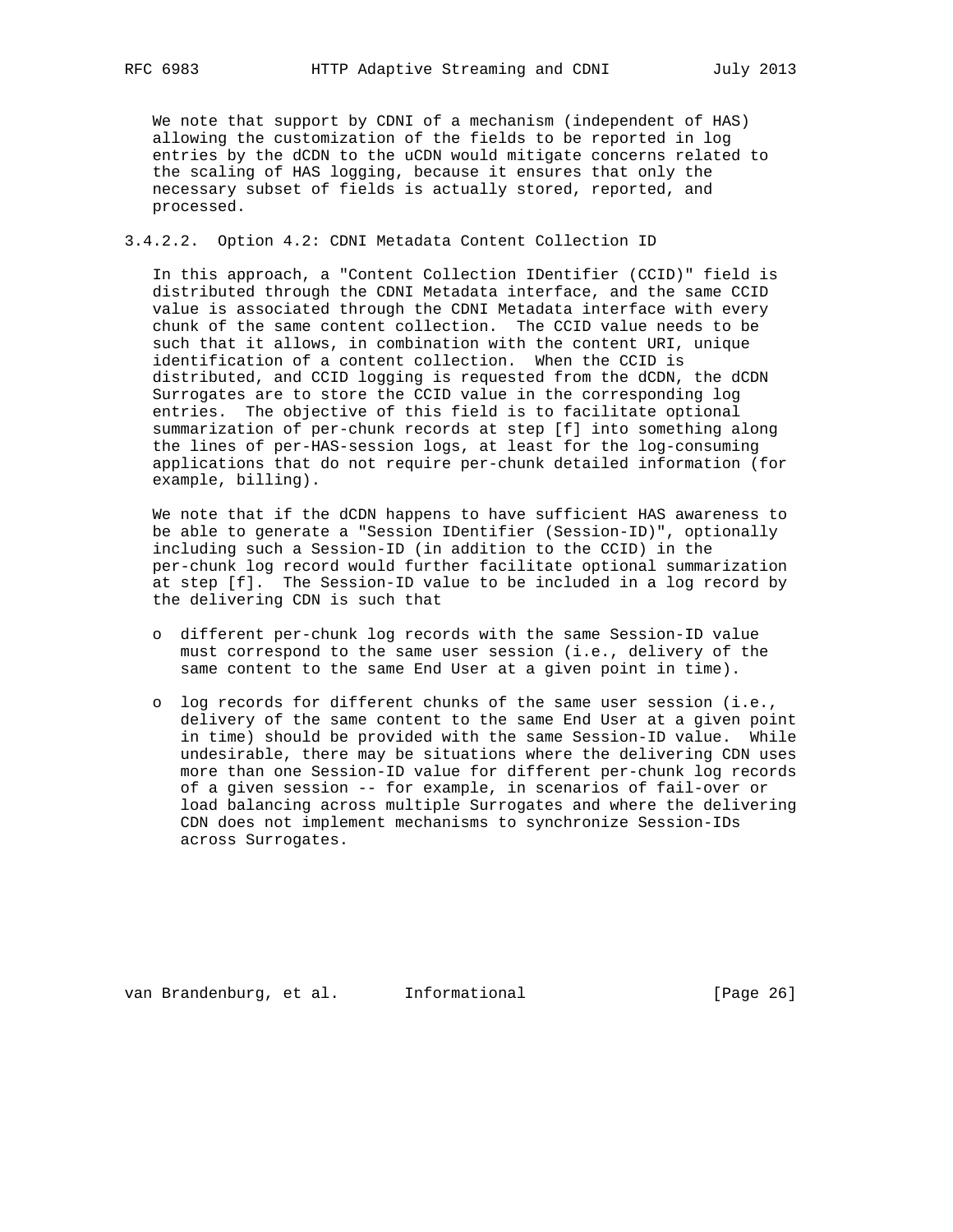We note that support by CDNI of a mechanism (independent of HAS) allowing the customization of the fields to be reported in log entries by the dCDN to the uCDN would mitigate concerns related to the scaling of HAS logging, because it ensures that only the necessary subset of fields is actually stored, reported, and processed.

#### 3.4.2.2. Option 4.2: CDNI Metadata Content Collection ID

In this approach, a "Content Collection IDentifier (CCID)" field is distributed through the CDNI Metadata interface, and the same CCID value is associated through the CDNI Metadata interface with every chunk of the same content collection. The CCID value needs to be such that it allows, in combination with the content URI, unique identification of a content collection. When the CCID is distributed, and CCID logging is requested from the dCDN, the dCDN Surrogates are to store the CCID value in the corresponding log entries. The objective of this field is to facilitate optional summarization of per-chunk records at step [f] into something along the lines of per-HAS-session logs, at least for the log-consuming applications that do not require per-chunk detailed information (for example, billing).

We note that if the dCDN happens to have sufficient HAS awareness to be able to generate a "Session IDentifier (Session-ID)", optionally including such a Session-ID (in addition to the CCID) in the per-chunk log record would further facilitate optional summarization at step [f]. The Session-ID value to be included in a log record by the delivering CDN is such that

- different per-chunk log records with the same Session-ID value must correspond to the same user session (i.e., delivery of the same content to the same End User at a given point in time).

- log records for different chunks of the same user session (i.e., delivery of the same content to the same End User at a given point in time) should be provided with the same Session-ID value. While undesirable, there may be situations where the delivering CDN uses more than one Session-ID value for different per-chunk log records of a given session -- for example, in scenarios of fail-over or load balancing across multiple Surrogates and where the delivering CDN does not implement mechanisms to synchronize Session-IDs across Surrogates.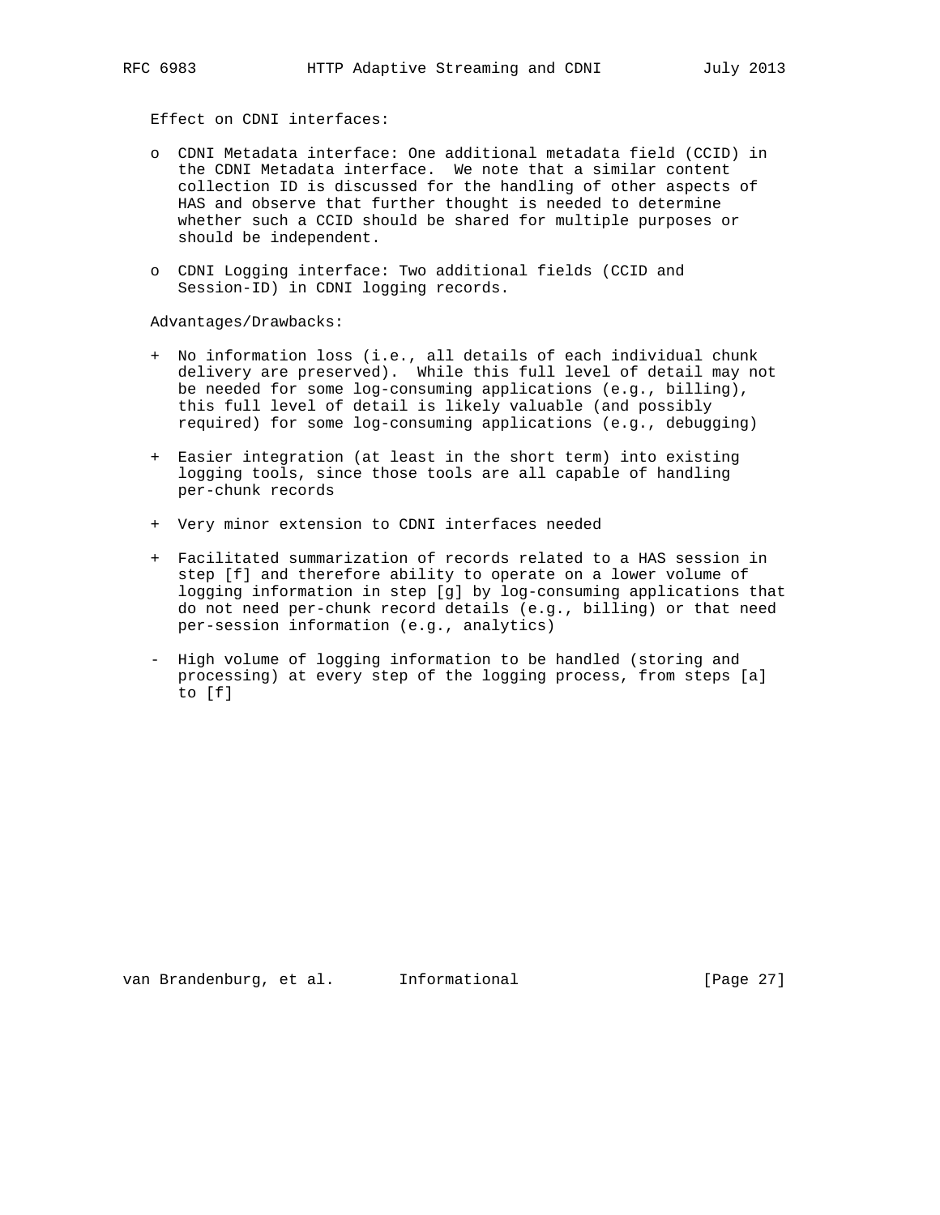Effect on CDNI interfaces:

- CDNI Metadata interface: One additional metadata field (CCID) in the CDNI Metadata interface. We note that a similar content collection ID is discussed for the handling of other aspects of HAS and observe that further thought is needed to determine whether such a CCID should be shared for multiple purposes or should be independent.

- CDNI Logging interface: Two additional fields (CCID and Session-ID) in CDNI logging records.

Advantages/Drawbacks:

+ No information loss (i.e., all details of each individual chunk delivery are preserved). While this full level of detail may not be needed for some log-consuming applications (e.g., billing), this full level of detail is likely valuable (and possibly required) for some log-consuming applications (e.g., debugging)

+ Easier integration (at least in the short term) into existing logging tools, since those tools are all capable of handling per-chunk records

+ Very minor extension to CDNI interfaces needed

+ Facilitated summarization of records related to a HAS session in step [f] and therefore ability to operate on a lower volume of logging information in step [g] by log-consuming applications that do not need per-chunk record details (e.g., billing) or that need per-session information (e.g., analytics)

- High volume of logging information to be handled (storing and processing) at every step of the logging process, from steps [a] to [f]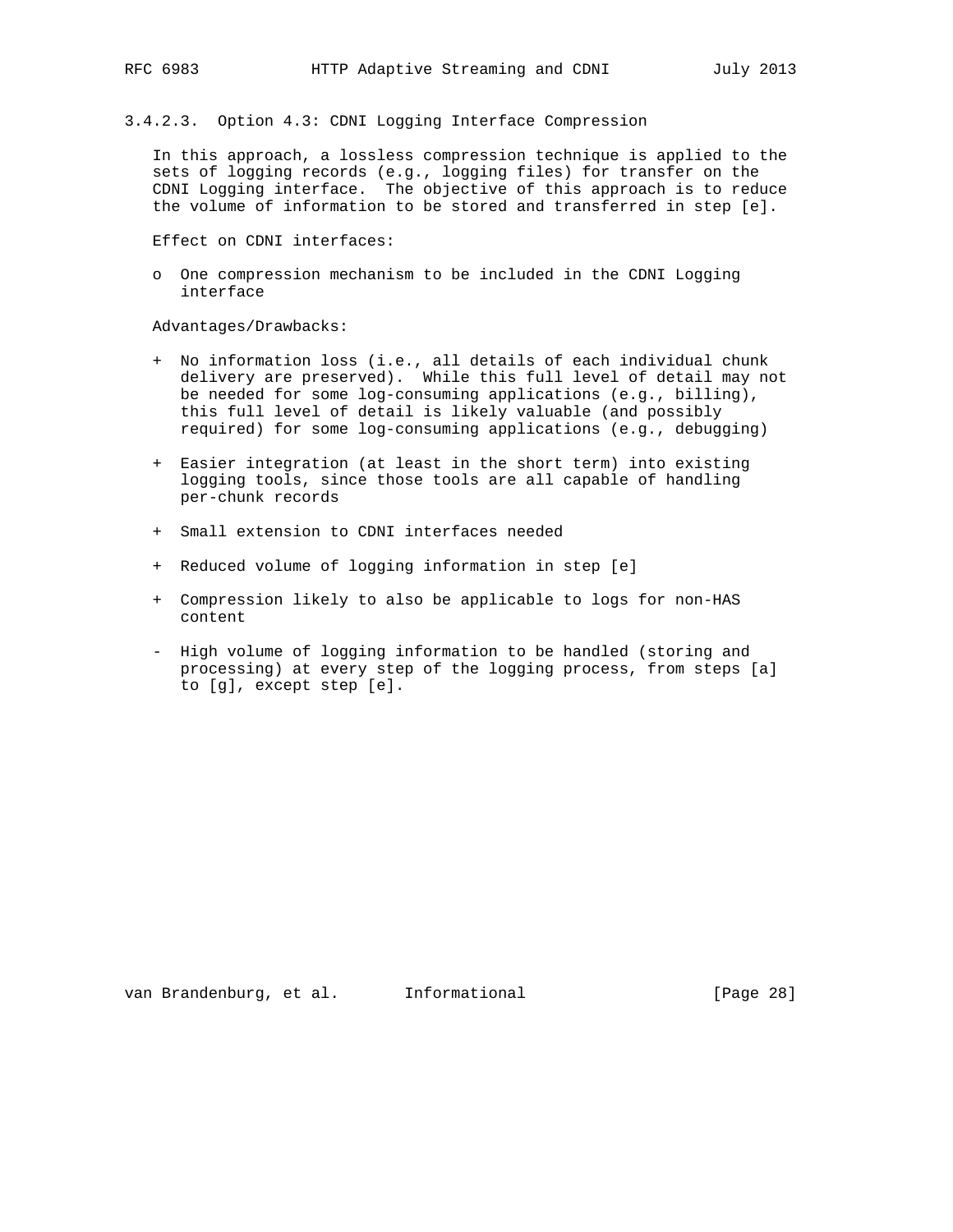#### 3.4.2.3. Option 4.3: CDNI Logging Interface Compression

In this approach, a lossless compression technique is applied to the sets of logging records (e.g., logging files) for transfer on the CDNI Logging interface. The objective of this approach is to reduce the volume of information to be stored and transferred in step [e].

Effect on CDNI interfaces:

- One compression mechanism to be included in the CDNI Logging interface

Advantages/Drawbacks:

+ No information loss (i.e., all details of each individual chunk delivery are preserved). While this full level of detail may not be needed for some log-consuming applications (e.g., billing), this full level of detail is likely valuable (and possibly required) for some log-consuming applications (e.g., debugging)

+ Easier integration (at least in the short term) into existing logging tools, since those tools are all capable of handling per-chunk records

+ Small extension to CDNI interfaces needed

+ Reduced volume of logging information in step [e]

+ Compression likely to also be applicable to logs for non-HAS content

\- High volume of logging information to be handled (storing and processing) at every step of the logging process, from steps [a] to [g], except step [e].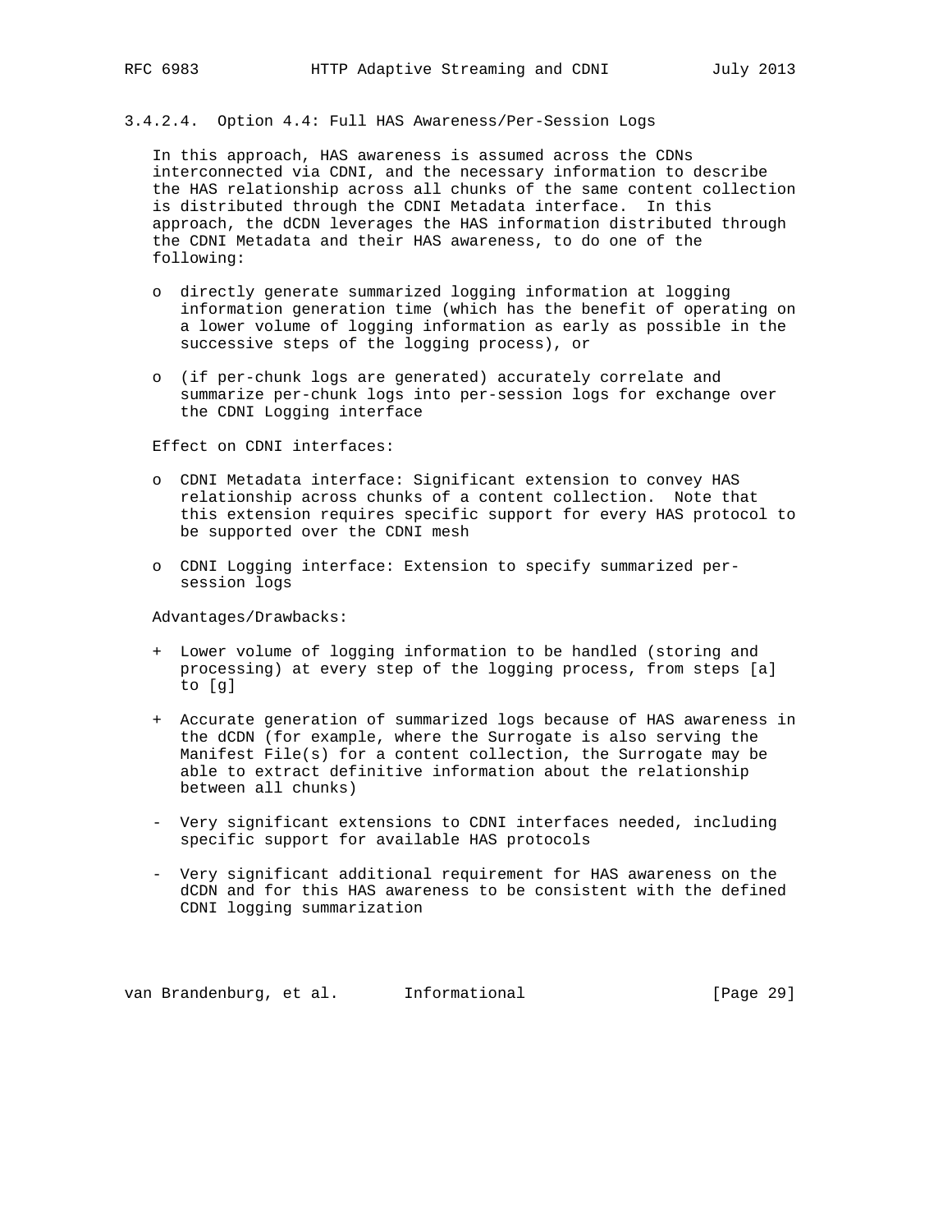#### 3.4.2.4. Option 4.4: Full HAS Awareness/Per-Session Logs

In this approach, HAS awareness is assumed across the CDNs interconnected via CDNI, and the necessary information to describe the HAS relationship across all chunks of the same content collection is distributed through the CDNI Metadata interface. In this approach, the dCDN leverages the HAS information distributed through the CDNI Metadata and their HAS awareness, to do one of the following:

- directly generate summarized logging information at logging information generation time (which has the benefit of operating on a lower volume of logging information as early as possible in the successive steps of the logging process), or

- (if per-chunk logs are generated) accurately correlate and summarize per-chunk logs into per-session logs for exchange over the CDNI Logging interface

Effect on CDNI interfaces:

- CDNI Metadata interface: Significant extension to convey HAS relationship across chunks of a content collection. Note that this extension requires specific support for every HAS protocol to be supported over the CDNI mesh

- CDNI Logging interface: Extension to specify summarized per-session logs

Advantages/Drawbacks:

+ Lower volume of logging information to be handled (storing and processing) at every step of the logging process, from steps [a] to [g]

+ Accurate generation of summarized logs because of HAS awareness in the dCDN (for example, where the Surrogate is also serving the Manifest File(s) for a content collection, the Surrogate may be able to extract definitive information about the relationship between all chunks)

- Very significant extensions to CDNI interfaces needed, including specific support for available HAS protocols

- Very significant additional requirement for HAS awareness on the dCDN and for this HAS awareness to be consistent with the defined CDNI logging summarization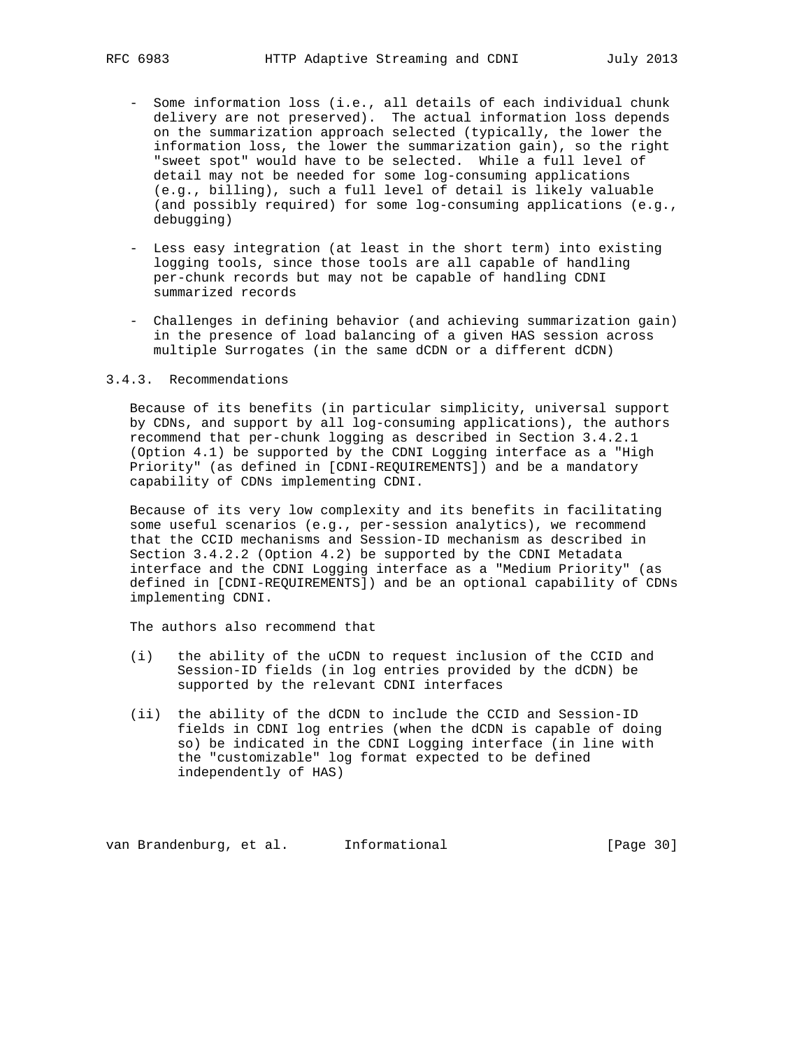- Some information loss (i.e., all details of each individual chunk delivery are not preserved). The actual information loss depends on the summarization approach selected (typically, the lower the information loss, the lower the summarization gain), so the right "sweet spot" would have to be selected. While a full level of detail may not be needed for some log-consuming applications (e.g., billing), such a full level of detail is likely valuable (and possibly required) for some log-consuming applications (e.g., debugging)

- Less easy integration (at least in the short term) into existing logging tools, since those tools are all capable of handling per-chunk records but may not be capable of handling CDNI summarized records

- Challenges in defining behavior (and achieving summarization gain) in the presence of load balancing of a given HAS session across multiple Surrogates (in the same dCDN or a different dCDN)

### 3.4.3. Recommendations

Because of its benefits (in particular simplicity, universal support by CDNs, and support by all log-consuming applications), the authors recommend that per-chunk logging as described in Section 3.4.2.1 (Option 4.1) be supported by the CDNI Logging interface as a "High Priority" (as defined in [CDNI-REQUIREMENTS]) and be a mandatory capability of CDNs implementing CDNI.

Because of its very low complexity and its benefits in facilitating some useful scenarios (e.g., per-session analytics), we recommend that the CCID mechanisms and Session-ID mechanism as described in Section 3.4.2.2 (Option 4.2) be supported by the CDNI Metadata interface and the CDNI Logging interface as a "Medium Priority" (as defined in [CDNI-REQUIREMENTS]) and be an optional capability of CDNs implementing CDNI.

The authors also recommend that

(i) the ability of the uCDN to request inclusion of the CCID and Session-ID fields (in log entries provided by the dCDN) be supported by the relevant CDNI interfaces

(ii) the ability of the dCDN to include the CCID and Session-ID fields in CDNI log entries (when the dCDN is capable of doing so) be indicated in the CDNI Logging interface (in line with the "customizable" log format expected to be defined independently of HAS)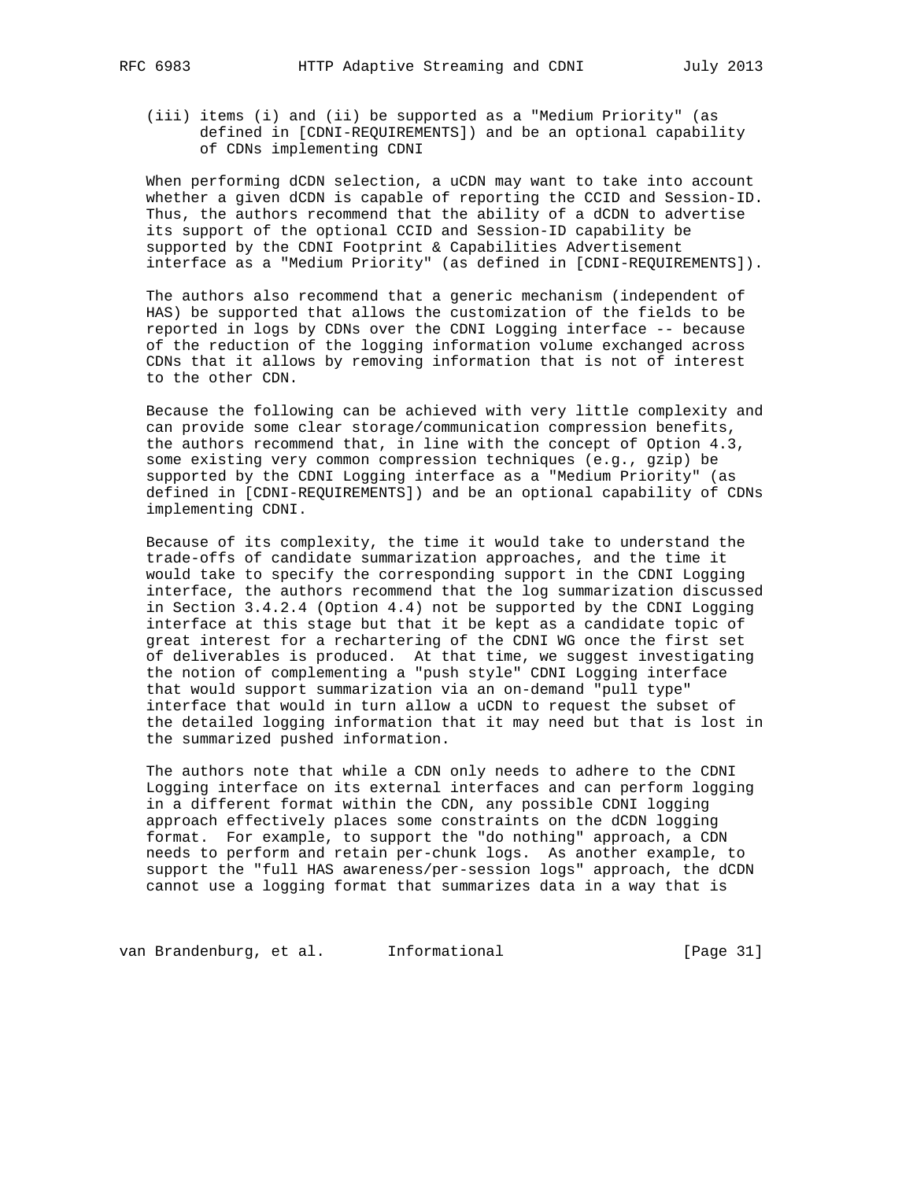(iii) items (i) and (ii) be supported as a "Medium Priority" (as defined in [CDNI-REQUIREMENTS]) and be an optional capability of CDNs implementing CDNI

When performing dCDN selection, a uCDN may want to take into account whether a given dCDN is capable of reporting the CCID and Session-ID. Thus, the authors recommend that the ability of a dCDN to advertise its support of the optional CCID and Session-ID capability be supported by the CDNI Footprint & Capabilities Advertisement interface as a "Medium Priority" (as defined in [CDNI-REQUIREMENTS]).

The authors also recommend that a generic mechanism (independent of HAS) be supported that allows the customization of the fields to be reported in logs by CDNs over the CDNI Logging interface -- because of the reduction of the logging information volume exchanged across CDNs that it allows by removing information that is not of interest to the other CDN.

Because the following can be achieved with very little complexity and can provide some clear storage/communication compression benefits, the authors recommend that, in line with the concept of Option 4.3, some existing very common compression techniques (e.g., gzip) be supported by the CDNI Logging interface as a "Medium Priority" (as defined in [CDNI-REQUIREMENTS]) and be an optional capability of CDNs implementing CDNI.

Because of its complexity, the time it would take to understand the trade-offs of candidate summarization approaches, and the time it would take to specify the corresponding support in the CDNI Logging interface, the authors recommend that the log summarization discussed in Section 3.4.2.4 (Option 4.4) not be supported by the CDNI Logging interface at this stage but that it be kept as a candidate topic of great interest for a rechartering of the CDNI WG once the first set of deliverables is produced. At that time, we suggest investigating the notion of complementing a "push style" CDNI Logging interface that would support summarization via an on-demand "pull type" interface that would in turn allow a uCDN to request the subset of the detailed logging information that it may need but that is lost in the summarized pushed information.

The authors note that while a CDN only needs to adhere to the CDNI Logging interface on its external interfaces and can perform logging in a different format within the CDN, any possible CDNI logging approach effectively places some constraints on the dCDN logging format. For example, to support the "do nothing" approach, a CDN needs to perform and retain per-chunk logs. As another example, to support the "full HAS awareness/per-session logs" approach, the dCDN cannot use a logging format that summarizes data in a way that is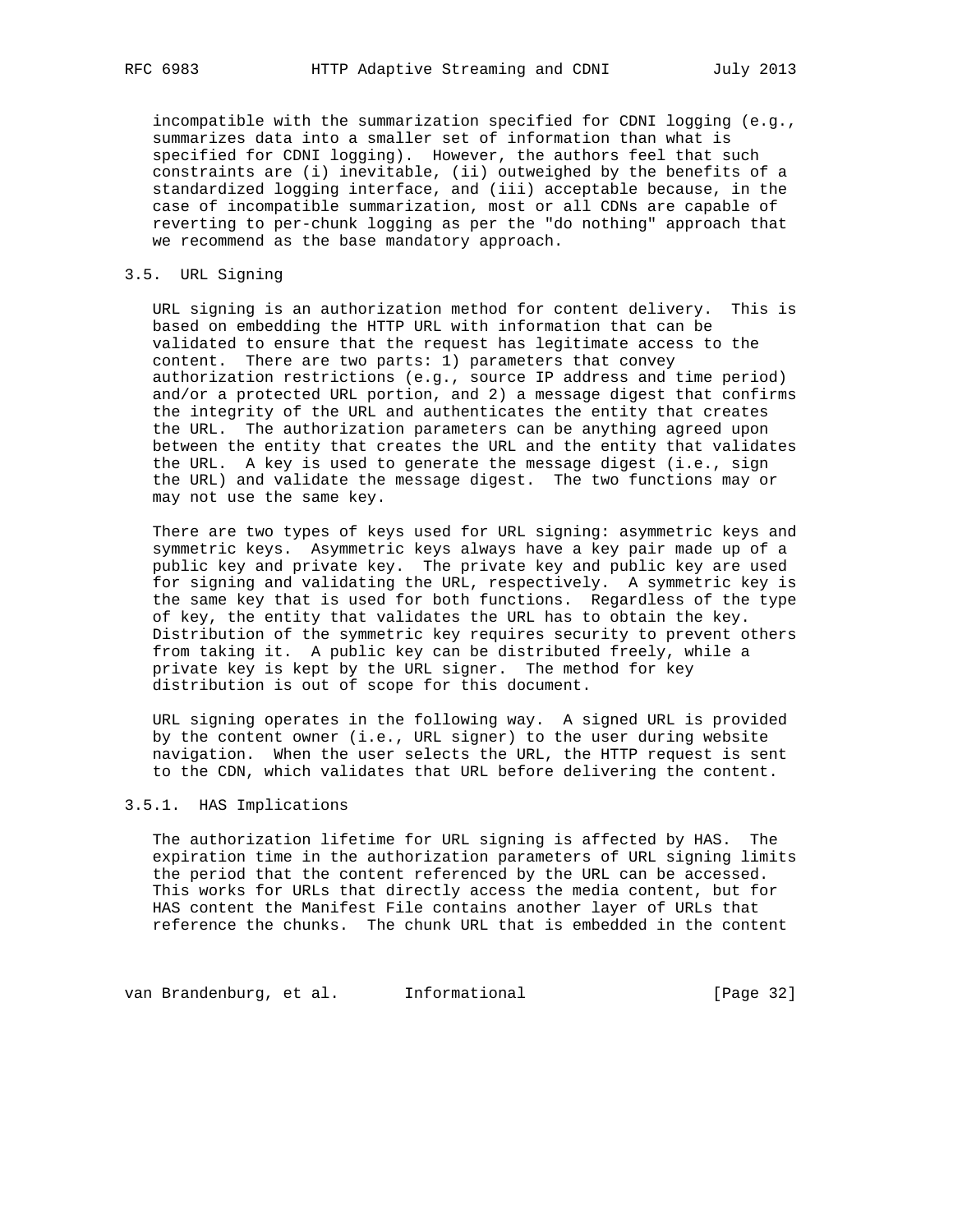incompatible with the summarization specified for CDNI logging (e.g., summarizes data into a smaller set of information than what is specified for CDNI logging). However, the authors feel that such constraints are (i) inevitable, (ii) outweighed by the benefits of a standardized logging interface, and (iii) acceptable because, in the case of incompatible summarization, most or all CDNs are capable of reverting to per-chunk logging as per the "do nothing" approach that we recommend as the base mandatory approach.

### 3.5. URL Signing

URL signing is an authorization method for content delivery. This is based on embedding the HTTP URL with information that can be validated to ensure that the request has legitimate access to the content. There are two parts: 1) parameters that convey authorization restrictions (e.g., source IP address and time period) and/or a protected URL portion, and 2) a message digest that confirms the integrity of the URL and authenticates the entity that creates the URL. The authorization parameters can be anything agreed upon between the entity that creates the URL and the entity that validates the URL. A key is used to generate the message digest (i.e., sign the URL) and validate the message digest. The two functions may or may not use the same key.

There are two types of keys used for URL signing: asymmetric keys and symmetric keys. Asymmetric keys always have a key pair made up of a public key and private key. The private key and public key are used for signing and validating the URL, respectively. A symmetric key is the same key that is used for both functions. Regardless of the type of key, the entity that validates the URL has to obtain the key. Distribution of the symmetric key requires security to prevent others from taking it. A public key can be distributed freely, while a private key is kept by the URL signer. The method for key distribution is out of scope for this document.

URL signing operates in the following way. A signed URL is provided by the content owner (i.e., URL signer) to the user during website navigation. When the user selects the URL, the HTTP request is sent to the CDN, which validates that URL before delivering the content.

#### 3.5.1. HAS Implications

The authorization lifetime for URL signing is affected by HAS. The expiration time in the authorization parameters of URL signing limits the period that the content referenced by the URL can be accessed. This works for URLs that directly access the media content, but for HAS content the Manifest File contains another layer of URLs that reference the chunks. The chunk URL that is embedded in the content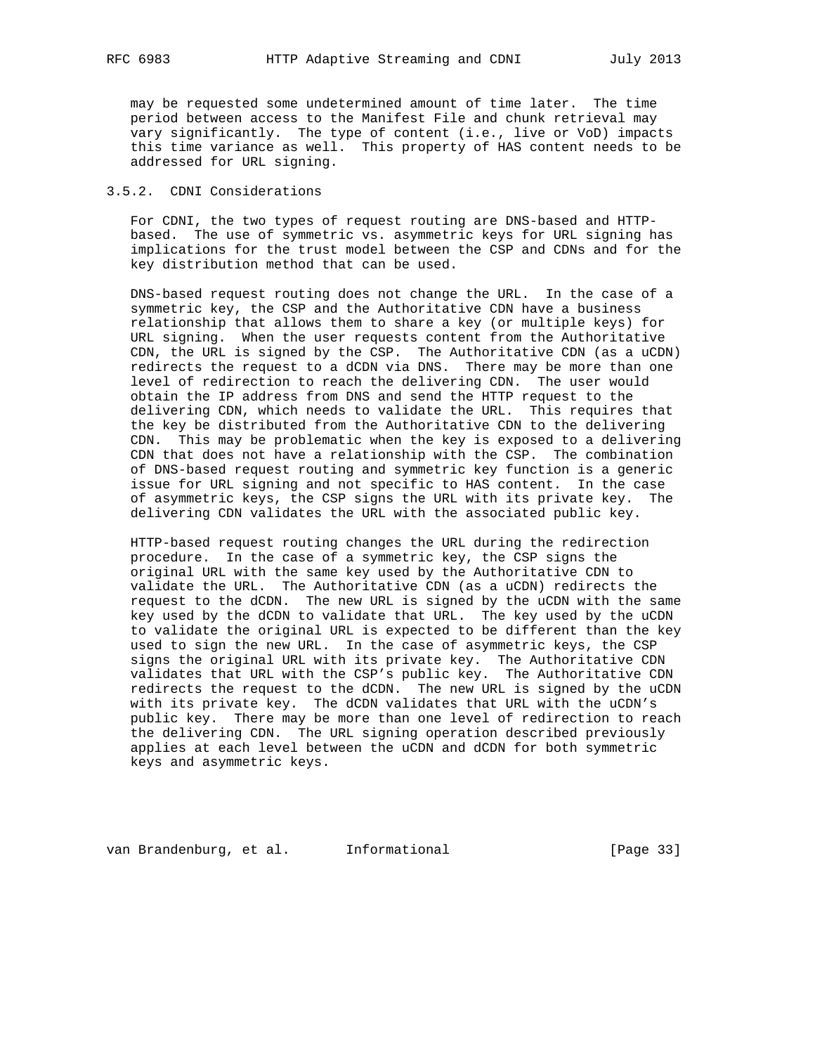may be requested some undetermined amount of time later. The time period between access to the Manifest File and chunk retrieval may vary significantly. The type of content (i.e., live or VoD) impacts this time variance as well. This property of HAS content needs to be addressed for URL signing.

### 3.5.2. CDNI Considerations

For CDNI, the two types of request routing are DNS-based and HTTP-based. The use of symmetric vs. asymmetric keys for URL signing has implications for the trust model between the CSP and CDNs and for the key distribution method that can be used.

DNS-based request routing does not change the URL. In the case of a symmetric key, the CSP and the Authoritative CDN have a business relationship that allows them to share a key (or multiple keys) for URL signing. When the user requests content from the Authoritative CDN, the URL is signed by the CSP. The Authoritative CDN (as a uCDN) redirects the request to a dCDN via DNS. There may be more than one level of redirection to reach the delivering CDN. The user would obtain the IP address from DNS and send the HTTP request to the delivering CDN, which needs to validate the URL. This requires that the key be distributed from the Authoritative CDN to the delivering CDN. This may be problematic when the key is exposed to a delivering CDN that does not have a relationship with the CSP. The combination of DNS-based request routing and symmetric key function is a generic issue for URL signing and not specific to HAS content. In the case of asymmetric keys, the CSP signs the URL with its private key. The delivering CDN validates the URL with the associated public key.

HTTP-based request routing changes the URL during the redirection procedure. In the case of a symmetric key, the CSP signs the original URL with the same key used by the Authoritative CDN to validate the URL. The Authoritative CDN (as a uCDN) redirects the request to the dCDN. The new URL is signed by the uCDN with the same key used by the dCDN to validate that URL. The key used by the uCDN to validate the original URL is expected to be different than the key used to sign the new URL. In the case of asymmetric keys, the CSP signs the original URL with its private key. The Authoritative CDN validates that URL with the CSP's public key. The Authoritative CDN redirects the request to the dCDN. The new URL is signed by the uCDN with its private key. The dCDN validates that URL with the uCDN's public key. There may be more than one level of redirection to reach the delivering CDN. The URL signing operation described previously applies at each level between the uCDN and dCDN for both symmetric keys and asymmetric keys.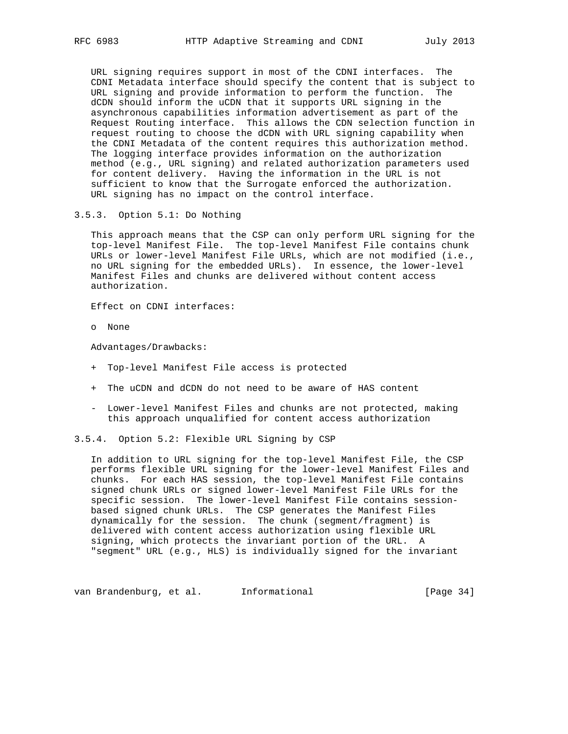URL signing requires support in most of the CDNI interfaces. The CDNI Metadata interface should specify the content that is subject to URL signing and provide information to perform the function. The dCDN should inform the uCDN that it supports URL signing in the asynchronous capabilities information advertisement as part of the Request Routing interface. This allows the CDN selection function in request routing to choose the dCDN with URL signing capability when the CDNI Metadata of the content requires this authorization method. The logging interface provides information on the authorization method (e.g., URL signing) and related authorization parameters used for content delivery. Having the information in the URL is not sufficient to know that the Surrogate enforced the authorization. URL signing has no impact on the control interface.

### 3.5.3. Option 5.1: Do Nothing

This approach means that the CSP can only perform URL signing for the top-level Manifest File. The top-level Manifest File contains chunk URLs or lower-level Manifest File URLs, which are not modified (i.e., no URL signing for the embedded URLs). In essence, the lower-level Manifest Files and chunks are delivered without content access authorization.

Effect on CDNI interfaces:

- None

Advantages/Drawbacks:

\+ Top-level Manifest File access is protected

\+ The uCDN and dCDN do not need to be aware of HAS content

\- Lower-level Manifest Files and chunks are not protected, making this approach unqualified for content access authorization

### 3.5.4. Option 5.2: Flexible URL Signing by CSP

In addition to URL signing for the top-level Manifest File, the CSP performs flexible URL signing for the lower-level Manifest Files and chunks. For each HAS session, the top-level Manifest File contains signed chunk URLs or signed lower-level Manifest File URLs for the specific session. The lower-level Manifest File contains session-based signed chunk URLs. The CSP generates the Manifest Files dynamically for the session. The chunk (segment/fragment) is delivered with content access authorization using flexible URL signing, which protects the invariant portion of the URL. A "segment" URL (e.g., HLS) is individually signed for the invariant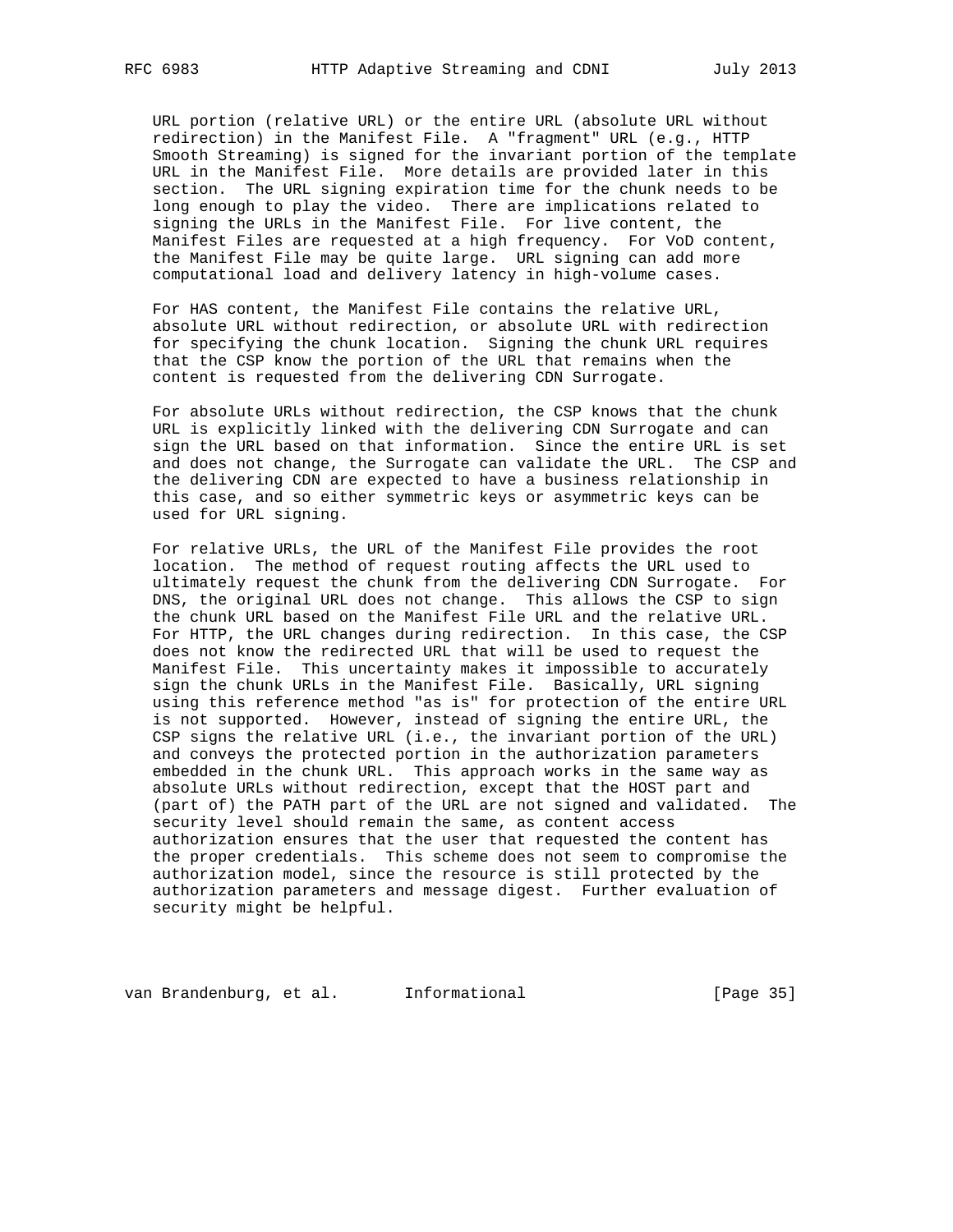URL portion (relative URL) or the entire URL (absolute URL without redirection) in the Manifest File. A "fragment" URL (e.g., HTTP Smooth Streaming) is signed for the invariant portion of the template URL in the Manifest File. More details are provided later in this section. The URL signing expiration time for the chunk needs to be long enough to play the video. There are implications related to signing the URLs in the Manifest File. For live content, the Manifest Files are requested at a high frequency. For VoD content, the Manifest File may be quite large. URL signing can add more computational load and delivery latency in high-volume cases.

For HAS content, the Manifest File contains the relative URL, absolute URL without redirection, or absolute URL with redirection for specifying the chunk location. Signing the chunk URL requires that the CSP know the portion of the URL that remains when the content is requested from the delivering CDN Surrogate.

For absolute URLs without redirection, the CSP knows that the chunk URL is explicitly linked with the delivering CDN Surrogate and can sign the URL based on that information. Since the entire URL is set and does not change, the Surrogate can validate the URL. The CSP and the delivering CDN are expected to have a business relationship in this case, and so either symmetric keys or asymmetric keys can be used for URL signing.

For relative URLs, the URL of the Manifest File provides the root location. The method of request routing affects the URL used to ultimately request the chunk from the delivering CDN Surrogate. For DNS, the original URL does not change. This allows the CSP to sign the chunk URL based on the Manifest File URL and the relative URL. For HTTP, the URL changes during redirection. In this case, the CSP does not know the redirected URL that will be used to request the Manifest File. This uncertainty makes it impossible to accurately sign the chunk URLs in the Manifest File. Basically, URL signing using this reference method "as is" for protection of the entire URL is not supported. However, instead of signing the entire URL, the CSP signs the relative URL (i.e., the invariant portion of the URL) and conveys the protected portion in the authorization parameters embedded in the chunk URL. This approach works in the same way as absolute URLs without redirection, except that the HOST part and (part of) the PATH part of the URL are not signed and validated. The security level should remain the same, as content access authorization ensures that the user that requested the content has the proper credentials. This scheme does not seem to compromise the authorization model, since the resource is still protected by the authorization parameters and message digest. Further evaluation of security might be helpful.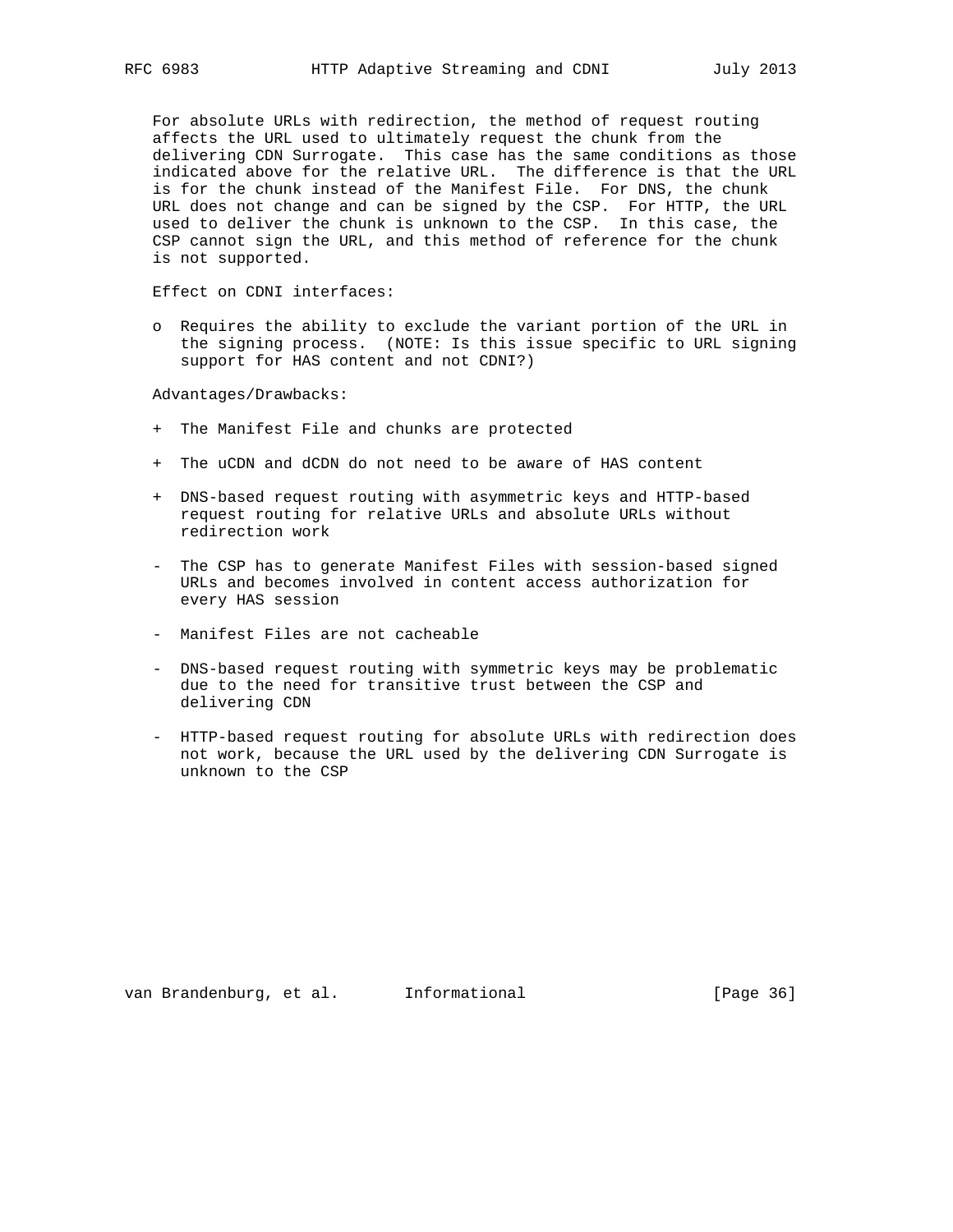For absolute URLs with redirection, the method of request routing affects the URL used to ultimately request the chunk from the delivering CDN Surrogate. This case has the same conditions as those indicated above for the relative URL. The difference is that the URL is for the chunk instead of the Manifest File. For DNS, the chunk URL does not change and can be signed by the CSP. For HTTP, the URL used to deliver the chunk is unknown to the CSP. In this case, the CSP cannot sign the URL, and this method of reference for the chunk is not supported.

Effect on CDNI interfaces:

- Requires the ability to exclude the variant portion of the URL in the signing process. (NOTE: Is this issue specific to URL signing support for HAS content and not CDNI?)

Advantages/Drawbacks:

+ The Manifest File and chunks are protected

+ The uCDN and dCDN do not need to be aware of HAS content

+ DNS-based request routing with asymmetric keys and HTTP-based request routing for relative URLs and absolute URLs without redirection work

- The CSP has to generate Manifest Files with session-based signed URLs and becomes involved in content access authorization for every HAS session

- Manifest Files are not cacheable

- DNS-based request routing with symmetric keys may be problematic due to the need for transitive trust between the CSP and delivering CDN

- HTTP-based request routing for absolute URLs with redirection does not work, because the URL used by the delivering CDN Surrogate is unknown to the CSP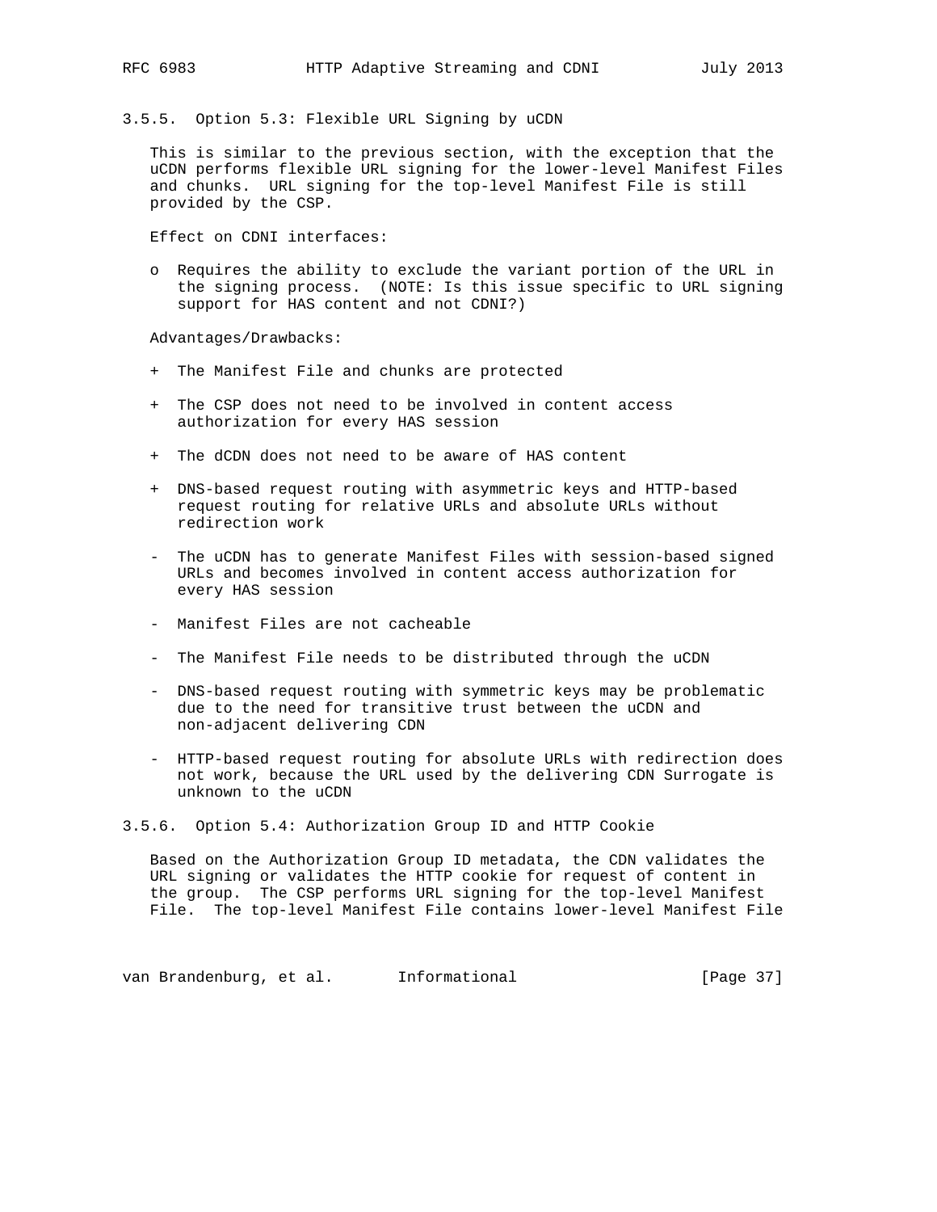### 3.5.5. Option 5.3: Flexible URL Signing by uCDN

This is similar to the previous section, with the exception that the uCDN performs flexible URL signing for the lower-level Manifest Files and chunks. URL signing for the top-level Manifest File is still provided by the CSP.

Effect on CDNI interfaces:

- Requires the ability to exclude the variant portion of the URL in the signing process. (NOTE: Is this issue specific to URL signing support for HAS content and not CDNI?)

Advantages/Drawbacks:

- \+ The Manifest File and chunks are protected
- \+ The CSP does not need to be involved in content access authorization for every HAS session
- \+ The dCDN does not need to be aware of HAS content
- \+ DNS-based request routing with asymmetric keys and HTTP-based request routing for relative URLs and absolute URLs without redirection work
- \- The uCDN has to generate Manifest Files with session-based signed URLs and becomes involved in content access authorization for every HAS session
- \- Manifest Files are not cacheable
- \- The Manifest File needs to be distributed through the uCDN
- \- DNS-based request routing with symmetric keys may be problematic due to the need for transitive trust between the uCDN and non-adjacent delivering CDN
- \- HTTP-based request routing for absolute URLs with redirection does not work, because the URL used by the delivering CDN Surrogate is unknown to the uCDN

### 3.5.6. Option 5.4: Authorization Group ID and HTTP Cookie

Based on the Authorization Group ID metadata, the CDN validates the URL signing or validates the HTTP cookie for request of content in the group. The CSP performs URL signing for the top-level Manifest File. The top-level Manifest File contains lower-level Manifest File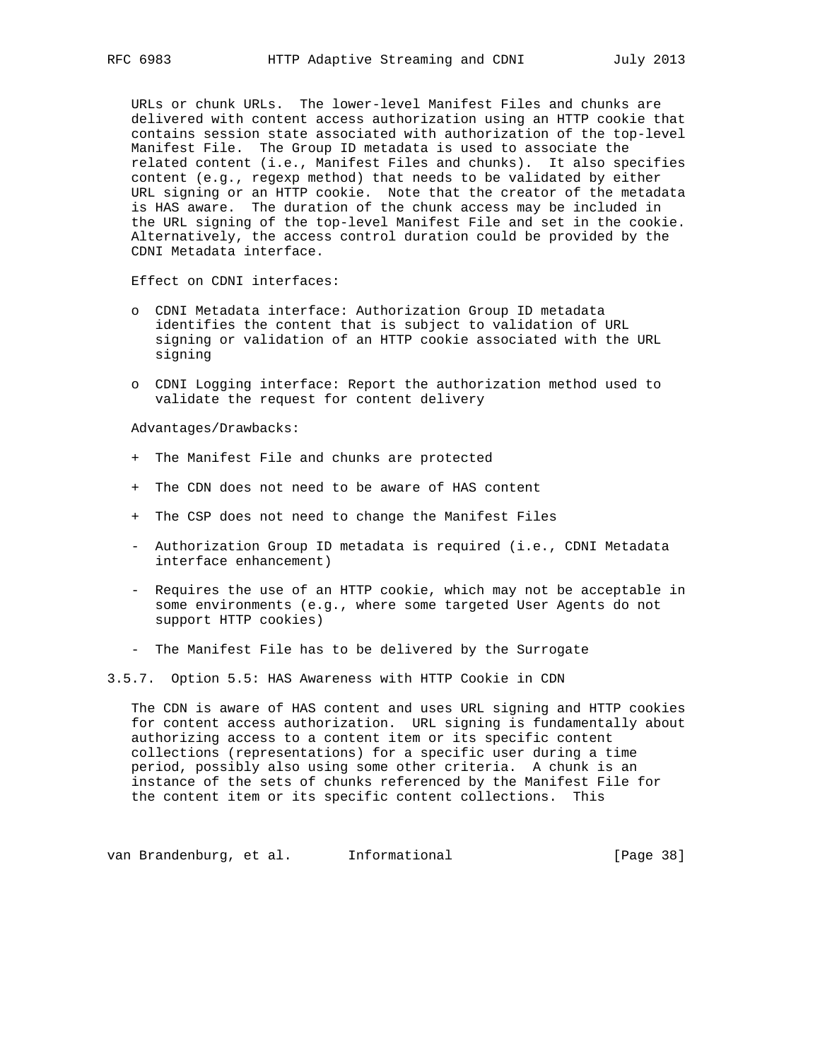URLs or chunk URLs. The lower-level Manifest Files and chunks are delivered with content access authorization using an HTTP cookie that contains session state associated with authorization of the top-level Manifest File. The Group ID metadata is used to associate the related content (i.e., Manifest Files and chunks). It also specifies content (e.g., regexp method) that needs to be validated by either URL signing or an HTTP cookie. Note that the creator of the metadata is HAS aware. The duration of the chunk access may be included in the URL signing of the top-level Manifest File and set in the cookie. Alternatively, the access control duration could be provided by the CDNI Metadata interface.

Effect on CDNI interfaces:

- CDNI Metadata interface: Authorization Group ID metadata identifies the content that is subject to validation of URL signing or validation of an HTTP cookie associated with the URL signing
- CDNI Logging interface: Report the authorization method used to validate the request for content delivery

Advantages/Drawbacks:

\+ The Manifest File and chunks are protected

\+ The CDN does not need to be aware of HAS content

\+ The CSP does not need to change the Manifest Files

\- Authorization Group ID metadata is required (i.e., CDNI Metadata interface enhancement)

\- Requires the use of an HTTP cookie, which may not be acceptable in some environments (e.g., where some targeted User Agents do not support HTTP cookies)

\- The Manifest File has to be delivered by the Surrogate

### 3.5.7. Option 5.5: HAS Awareness with HTTP Cookie in CDN

The CDN is aware of HAS content and uses URL signing and HTTP cookies for content access authorization. URL signing is fundamentally about authorizing access to a content item or its specific content collections (representations) for a specific user during a time period, possibly also using some other criteria. A chunk is an instance of the sets of chunks referenced by the Manifest File for the content item or its specific content collections. This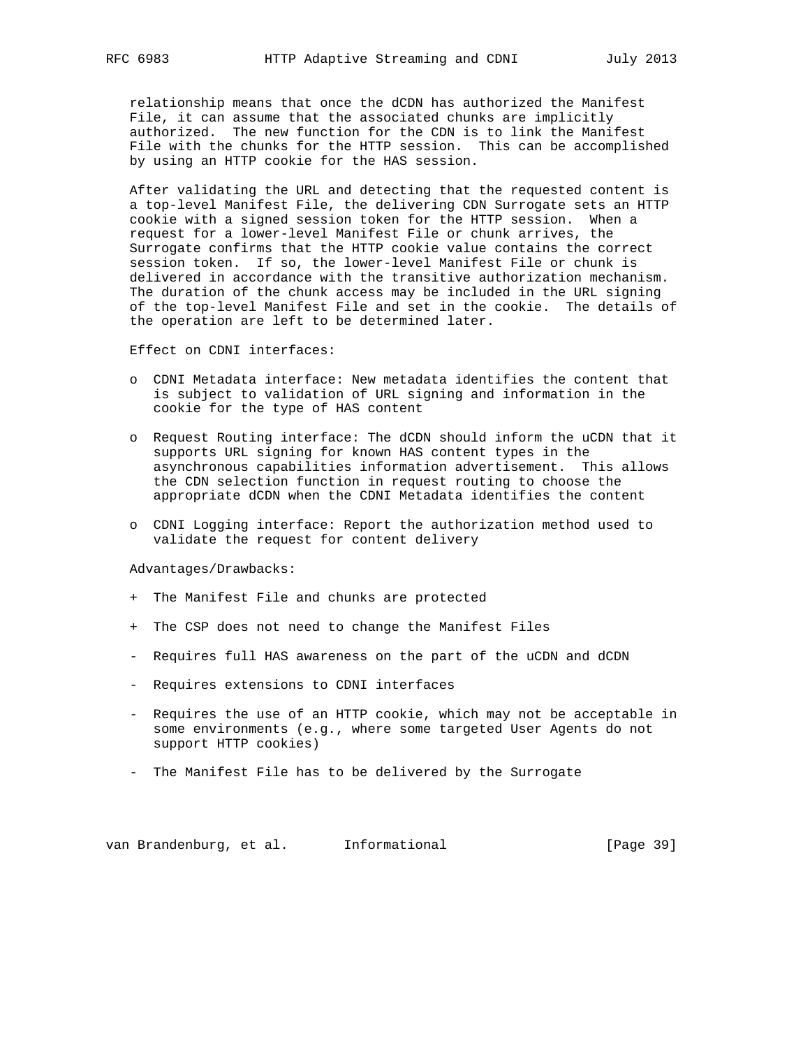relationship means that once the dCDN has authorized the Manifest File, it can assume that the associated chunks are implicitly authorized. The new function for the CDN is to link the Manifest File with the chunks for the HTTP session. This can be accomplished by using an HTTP cookie for the HAS session.

After validating the URL and detecting that the requested content is a top-level Manifest File, the delivering CDN Surrogate sets an HTTP cookie with a signed session token for the HTTP session. When a request for a lower-level Manifest File or chunk arrives, the Surrogate confirms that the HTTP cookie value contains the correct session token. If so, the lower-level Manifest File or chunk is delivered in accordance with the transitive authorization mechanism. The duration of the chunk access may be included in the URL signing of the top-level Manifest File and set in the cookie. The details of the operation are left to be determined later.

Effect on CDNI interfaces:

- CDNI Metadata interface: New metadata identifies the content that is subject to validation of URL signing and information in the cookie for the type of HAS content
- Request Routing interface: The dCDN should inform the uCDN that it supports URL signing for known HAS content types in the asynchronous capabilities information advertisement. This allows the CDN selection function in request routing to choose the appropriate dCDN when the CDNI Metadata identifies the content
- CDNI Logging interface: Report the authorization method used to validate the request for content delivery

Advantages/Drawbacks:

+ The Manifest File and chunks are protected

+ The CSP does not need to change the Manifest Files

- Requires full HAS awareness on the part of the uCDN and dCDN

- Requires extensions to CDNI interfaces

- Requires the use of an HTTP cookie, which may not be acceptable in some environments (e.g., where some targeted User Agents do not support HTTP cookies)

- The Manifest File has to be delivered by the Surrogate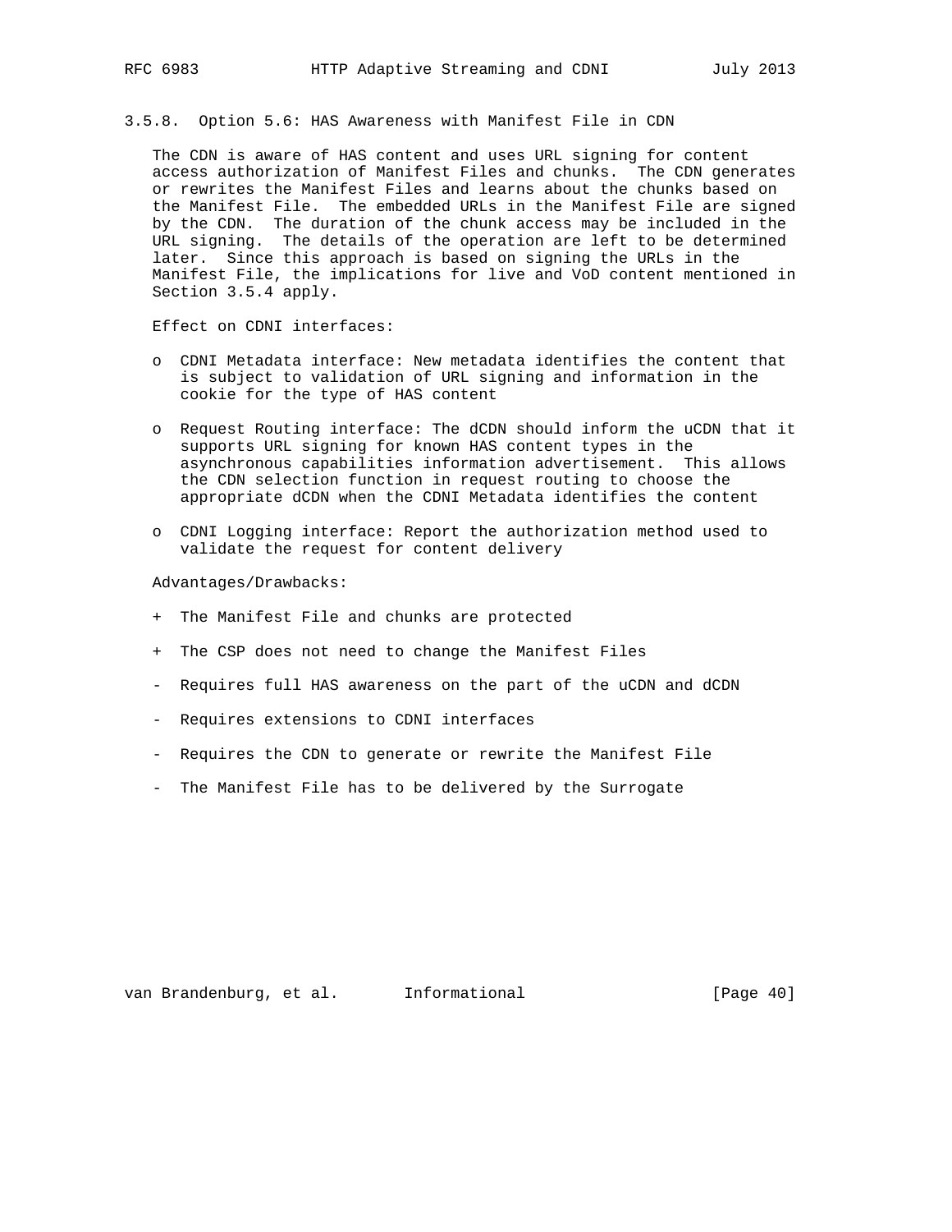#### 3.5.8. Option 5.6: HAS Awareness with Manifest File in CDN

The CDN is aware of HAS content and uses URL signing for content access authorization of Manifest Files and chunks. The CDN generates or rewrites the Manifest Files and learns about the chunks based on the Manifest File. The embedded URLs in the Manifest File are signed by the CDN. The duration of the chunk access may be included in the URL signing. The details of the operation are left to be determined later. Since this approach is based on signing the URLs in the Manifest File, the implications for live and VoD content mentioned in Section 3.5.4 apply.

Effect on CDNI interfaces:

- CDNI Metadata interface: New metadata identifies the content that is subject to validation of URL signing and information in the cookie for the type of HAS content
- Request Routing interface: The dCDN should inform the uCDN that it supports URL signing for known HAS content types in the asynchronous capabilities information advertisement. This allows the CDN selection function in request routing to choose the appropriate dCDN when the CDNI Metadata identifies the content
- CDNI Logging interface: Report the authorization method used to validate the request for content delivery

Advantages/Drawbacks:

+ The Manifest File and chunks are protected

+ The CSP does not need to change the Manifest Files

- Requires full HAS awareness on the part of the uCDN and dCDN

- Requires extensions to CDNI interfaces

- Requires the CDN to generate or rewrite the Manifest File

- The Manifest File has to be delivered by the Surrogate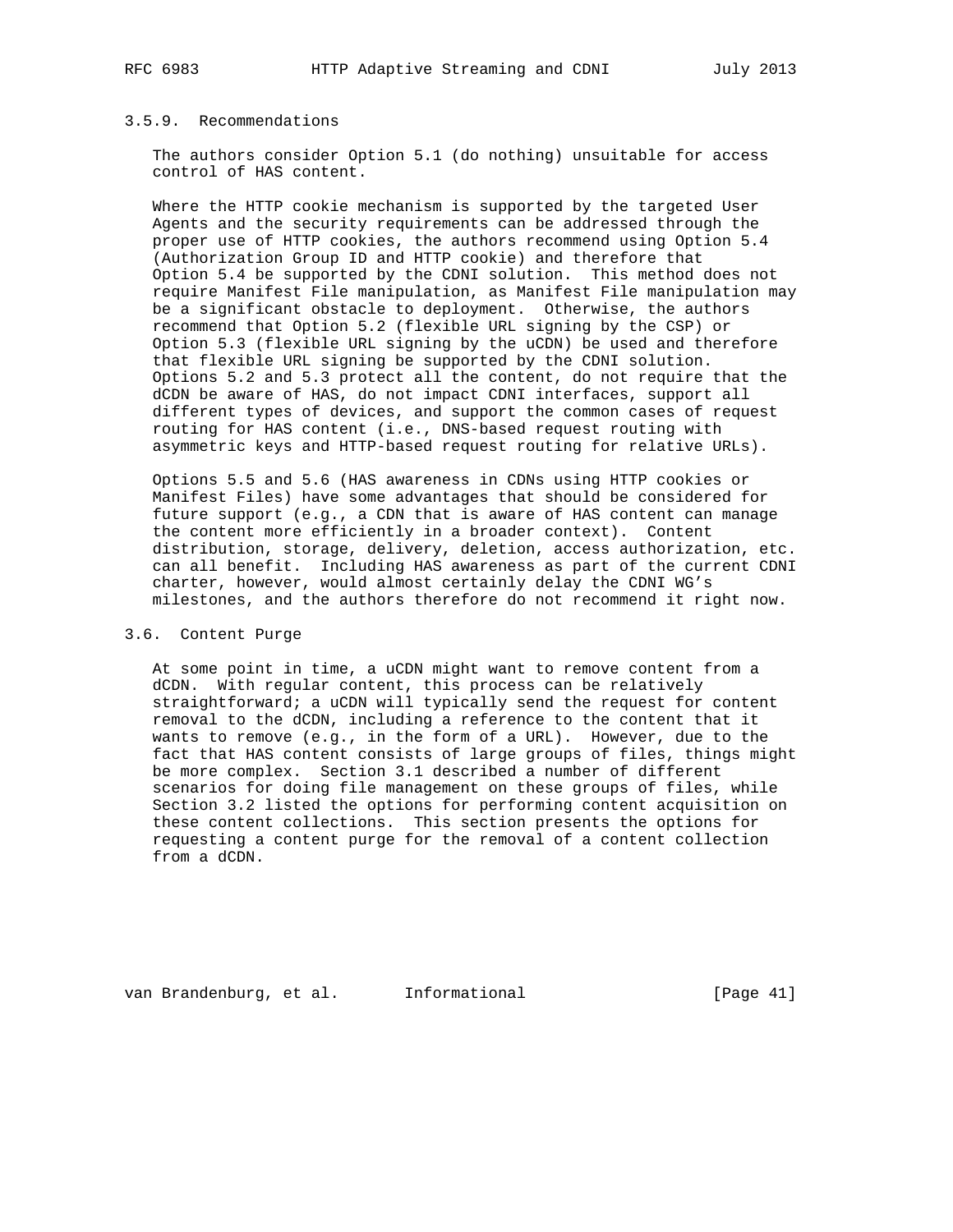### 3.5.9. Recommendations

The authors consider Option 5.1 (do nothing) unsuitable for access control of HAS content.

Where the HTTP cookie mechanism is supported by the targeted User Agents and the security requirements can be addressed through the proper use of HTTP cookies, the authors recommend using Option 5.4 (Authorization Group ID and HTTP cookie) and therefore that Option 5.4 be supported by the CDNI solution. This method does not require Manifest File manipulation, as Manifest File manipulation may be a significant obstacle to deployment. Otherwise, the authors recommend that Option 5.2 (flexible URL signing by the CSP) or Option 5.3 (flexible URL signing by the uCDN) be used and therefore that flexible URL signing be supported by the CDNI solution. Options 5.2 and 5.3 protect all the content, do not require that the dCDN be aware of HAS, do not impact CDNI interfaces, support all different types of devices, and support the common cases of request routing for HAS content (i.e., DNS-based request routing with asymmetric keys and HTTP-based request routing for relative URLs).

Options 5.5 and 5.6 (HAS awareness in CDNs using HTTP cookies or Manifest Files) have some advantages that should be considered for future support (e.g., a CDN that is aware of HAS content can manage the content more efficiently in a broader context). Content distribution, storage, delivery, deletion, access authorization, etc. can all benefit. Including HAS awareness as part of the current CDNI charter, however, would almost certainly delay the CDNI WG's milestones, and the authors therefore do not recommend it right now.

## 3.6. Content Purge

At some point in time, a uCDN might want to remove content from a dCDN. With regular content, this process can be relatively straightforward; a uCDN will typically send the request for content removal to the dCDN, including a reference to the content that it wants to remove (e.g., in the form of a URL). However, due to the fact that HAS content consists of large groups of files, things might be more complex. Section 3.1 described a number of different scenarios for doing file management on these groups of files, while Section 3.2 listed the options for performing content acquisition on these content collections. This section presents the options for requesting a content purge for the removal of a content collection from a dCDN.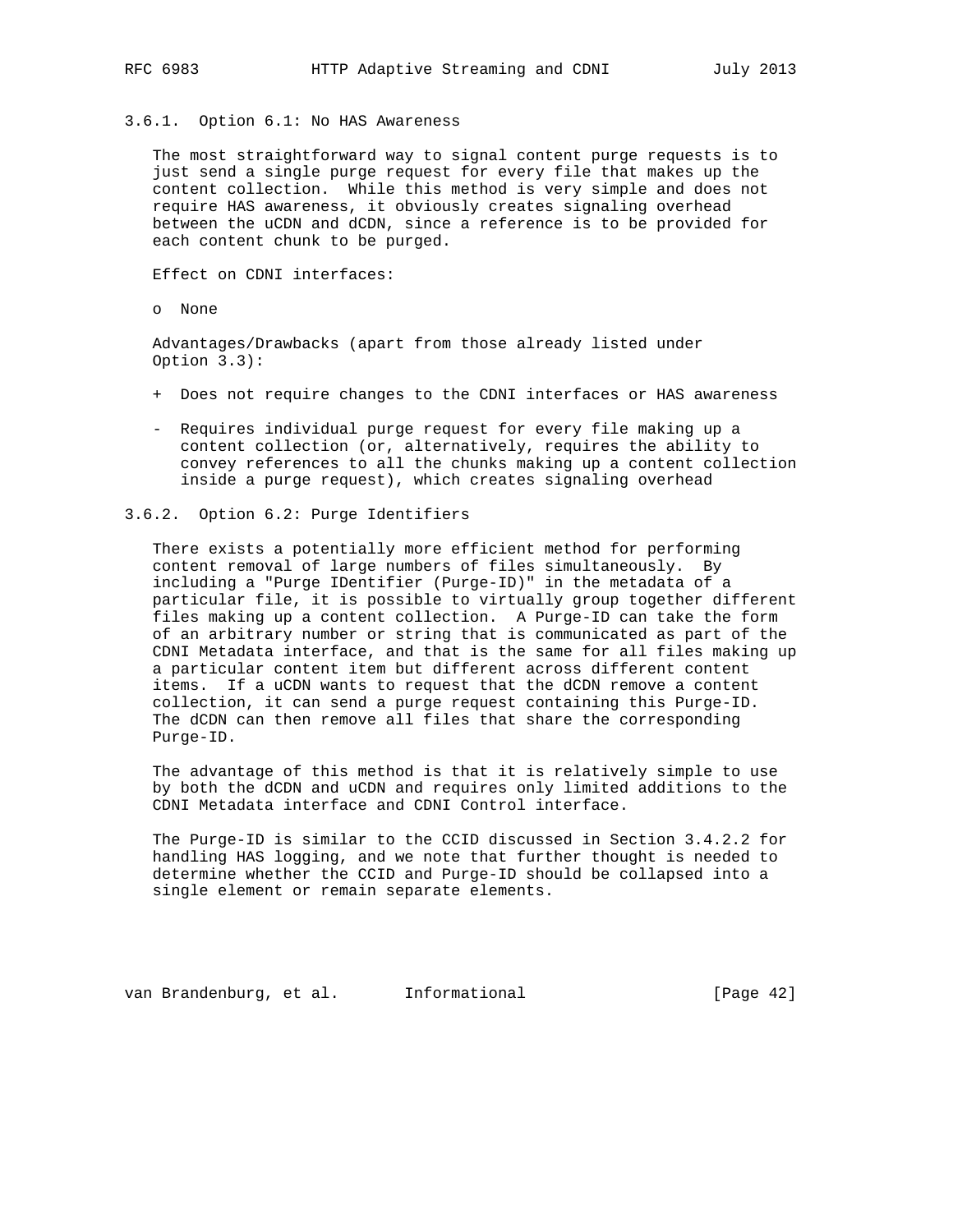### 3.6.1. Option 6.1: No HAS Awareness

The most straightforward way to signal content purge requests is to just send a single purge request for every file that makes up the content collection. While this method is very simple and does not require HAS awareness, it obviously creates signaling overhead between the uCDN and dCDN, since a reference is to be provided for each content chunk to be purged.

Effect on CDNI interfaces:

- None

Advantages/Drawbacks (apart from those already listed under Option 3.3):

\+ Does not require changes to the CDNI interfaces or HAS awareness

\- Requires individual purge request for every file making up a content collection (or, alternatively, requires the ability to convey references to all the chunks making up a content collection inside a purge request), which creates signaling overhead

### 3.6.2. Option 6.2: Purge Identifiers

There exists a potentially more efficient method for performing content removal of large numbers of files simultaneously. By including a "Purge IDentifier (Purge-ID)" in the metadata of a particular file, it is possible to virtually group together different files making up a content collection. A Purge-ID can take the form of an arbitrary number or string that is communicated as part of the CDNI Metadata interface, and that is the same for all files making up a particular content item but different across different content items. If a uCDN wants to request that the dCDN remove a content collection, it can send a purge request containing this Purge-ID. The dCDN can then remove all files that share the corresponding Purge-ID.

The advantage of this method is that it is relatively simple to use by both the dCDN and uCDN and requires only limited additions to the CDNI Metadata interface and CDNI Control interface.

The Purge-ID is similar to the CCID discussed in Section 3.4.2.2 for handling HAS logging, and we note that further thought is needed to determine whether the CCID and Purge-ID should be collapsed into a single element or remain separate elements.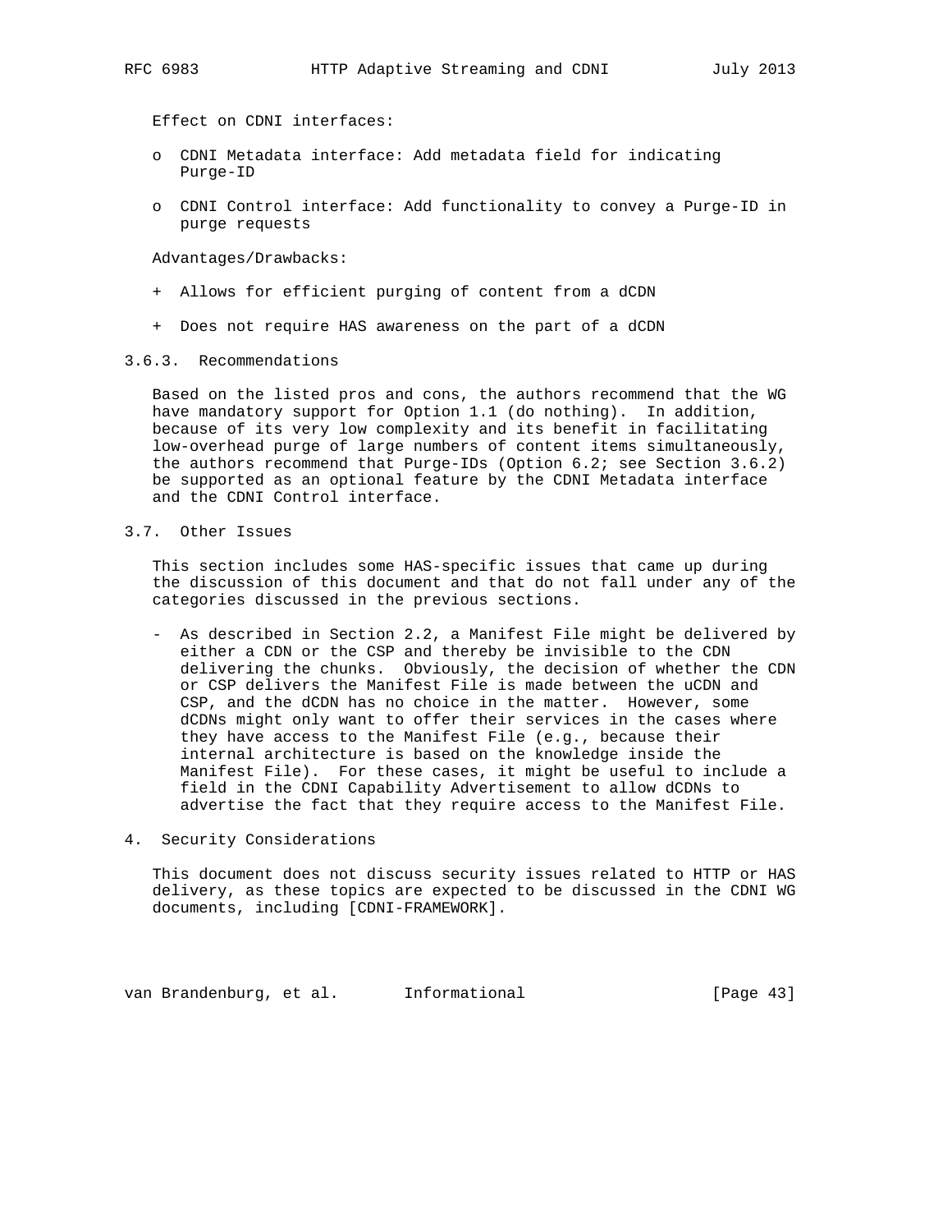Effect on CDNI interfaces:

- CDNI Metadata interface: Add metadata field for indicating Purge-ID
- CDNI Control interface: Add functionality to convey a Purge-ID in purge requests

Advantages/Drawbacks:

+ Allows for efficient purging of content from a dCDN
+ Does not require HAS awareness on the part of a dCDN

### 3.6.3. Recommendations

Based on the listed pros and cons, the authors recommend that the WG have mandatory support for Option 1.1 (do nothing). In addition, because of its very low complexity and its benefit in facilitating low-overhead purge of large numbers of content items simultaneously, the authors recommend that Purge-IDs (Option 6.2; see Section 3.6.2) be supported as an optional feature by the CDNI Metadata interface and the CDNI Control interface.

## 3.7. Other Issues

This section includes some HAS-specific issues that came up during the discussion of this document and that do not fall under any of the categories discussed in the previous sections.

- As described in Section 2.2, a Manifest File might be delivered by either a CDN or the CSP and thereby be invisible to the CDN delivering the chunks. Obviously, the decision of whether the CDN or CSP delivers the Manifest File is made between the uCDN and CSP, and the dCDN has no choice in the matter. However, some dCDNs might only want to offer their services in the cases where they have access to the Manifest File (e.g., because their internal architecture is based on the knowledge inside the Manifest File). For these cases, it might be useful to include a field in the CDNI Capability Advertisement to allow dCDNs to advertise the fact that they require access to the Manifest File.

# 4. Security Considerations

This document does not discuss security issues related to HTTP or HAS delivery, as these topics are expected to be discussed in the CDNI WG documents, including [CDNI-FRAMEWORK].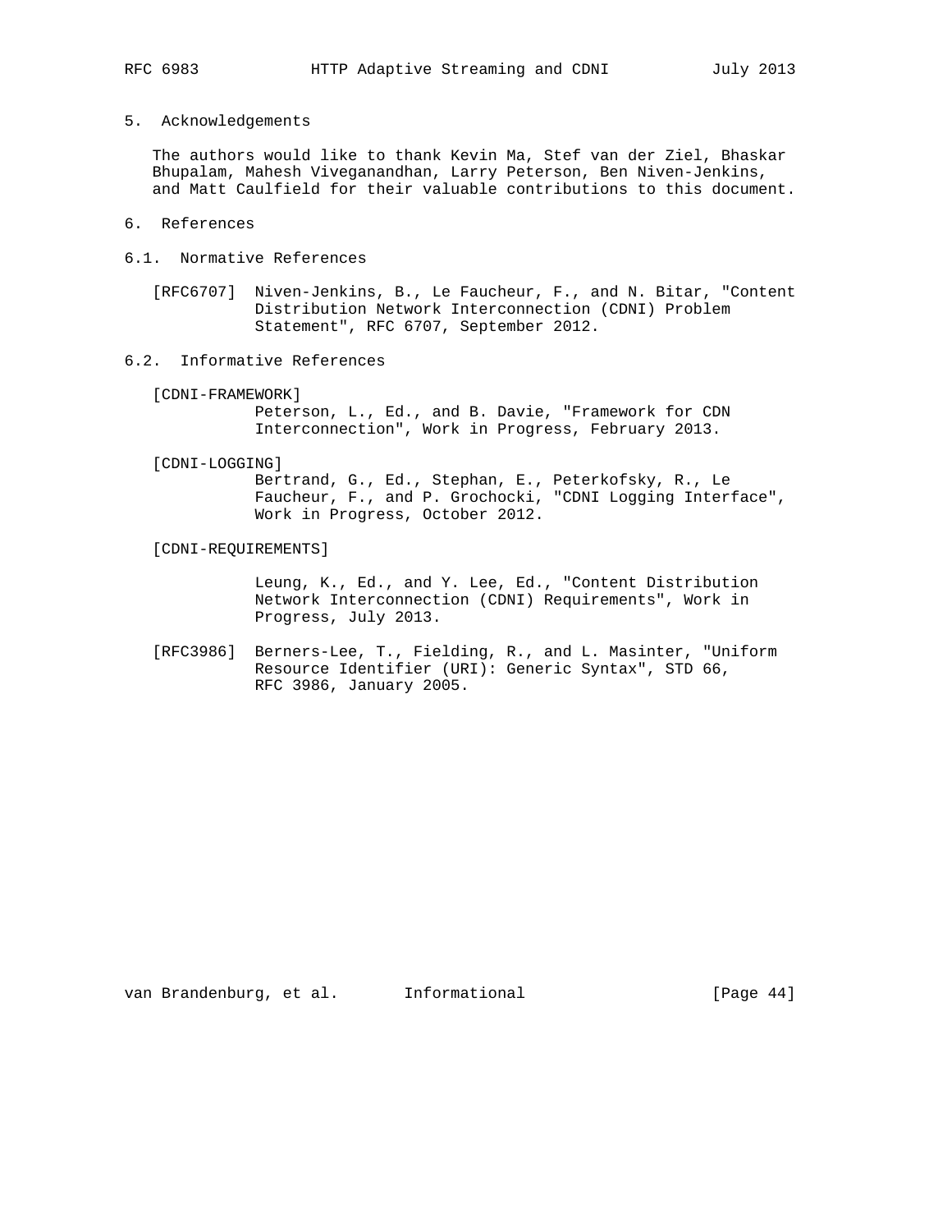## 5. Acknowledgements

The authors would like to thank Kevin Ma, Stef van der Ziel, Bhaskar Bhupalam, Mahesh Viveganandhan, Larry Peterson, Ben Niven-Jenkins, and Matt Caulfield for their valuable contributions to this document.

## 6. References

### 6.1. Normative References

[RFC6707] Niven-Jenkins, B., Le Faucheur, F., and N. Bitar, "Content Distribution Network Interconnection (CDNI) Problem Statement", RFC 6707, September 2012.

### 6.2. Informative References

[CDNI-FRAMEWORK]
Peterson, L., Ed., and B. Davie, "Framework for CDN Interconnection", Work in Progress, February 2013.

[CDNI-LOGGING]
Bertrand, G., Ed., Stephan, E., Peterkofsky, R., Le Faucheur, F., and P. Grochocki, "CDNI Logging Interface", Work in Progress, October 2012.

[CDNI-REQUIREMENTS]
Leung, K., Ed., and Y. Lee, Ed., "Content Distribution Network Interconnection (CDNI) Requirements", Work in Progress, July 2013.

[RFC3986] Berners-Lee, T., Fielding, R., and L. Masinter, "Uniform Resource Identifier (URI): Generic Syntax", STD 66, RFC 3986, January 2005.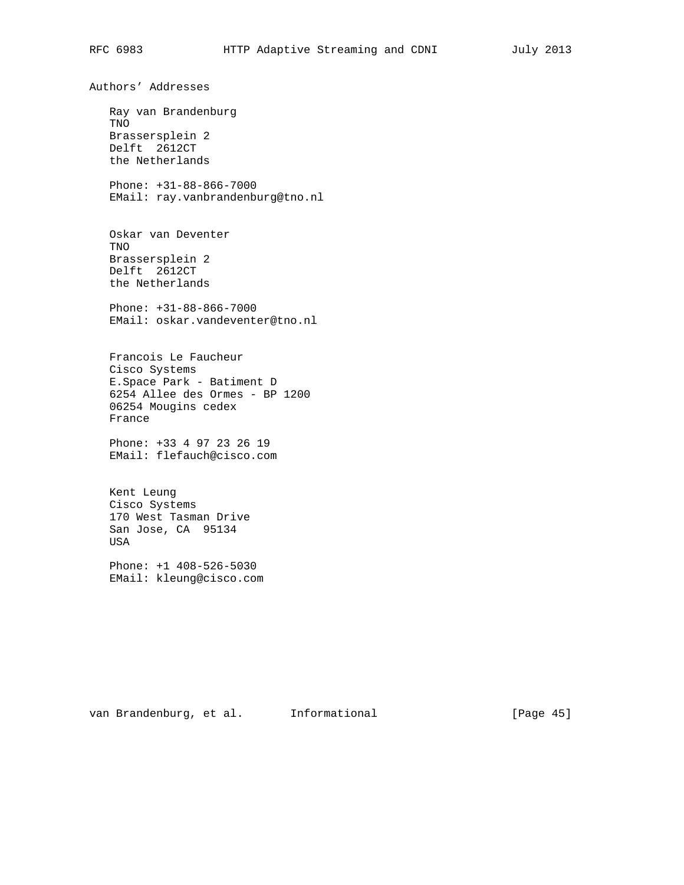## Authors' Addresses

Ray van Brandenburg
TNO
Brassersplein 2
Delft 2612CT
the Netherlands

Phone: +31-88-866-7000
EMail: ray.vanbrandenburg@tno.nl

Oskar van Deventer
TNO
Brassersplein 2
Delft 2612CT
the Netherlands

Phone: +31-88-866-7000
EMail: oskar.vandeventer@tno.nl

Francois Le Faucheur
Cisco Systems
E.Space Park - Batiment D
6254 Allee des Ormes - BP 1200
06254 Mougins cedex
France

Phone: +33 4 97 23 26 19
EMail: flefauch@cisco.com

Kent Leung
Cisco Systems
170 West Tasman Drive
San Jose, CA 95134
USA

Phone: +1 408-526-5030
EMail: kleung@cisco.com